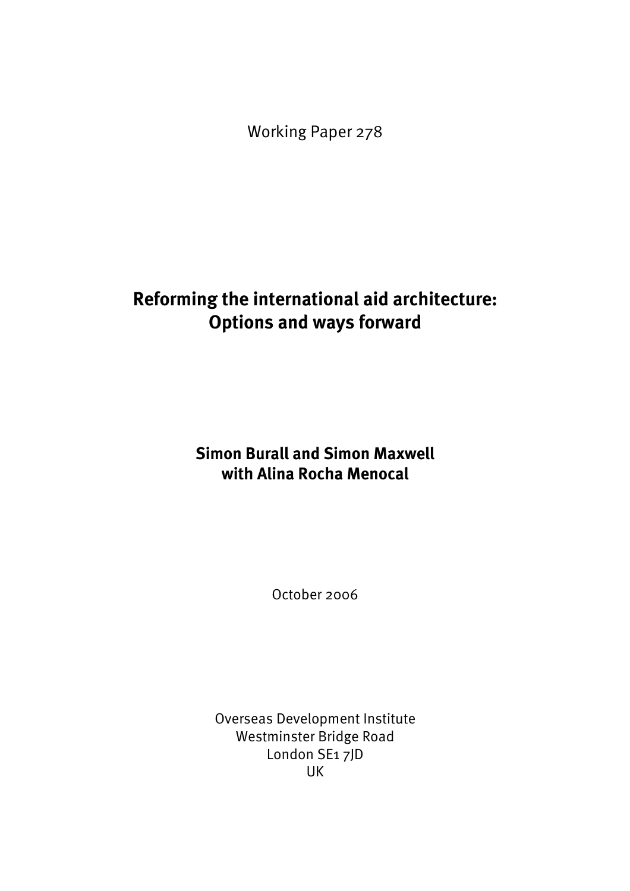Working Paper 278

# Reforming the international aid architecture: Options and ways forward

**Simon Burall and Simon Maxwell**
**with Alina Rocha Menocal**

October 2006

Overseas Development Institute
Westminster Bridge Road
London SE1 7JD
UK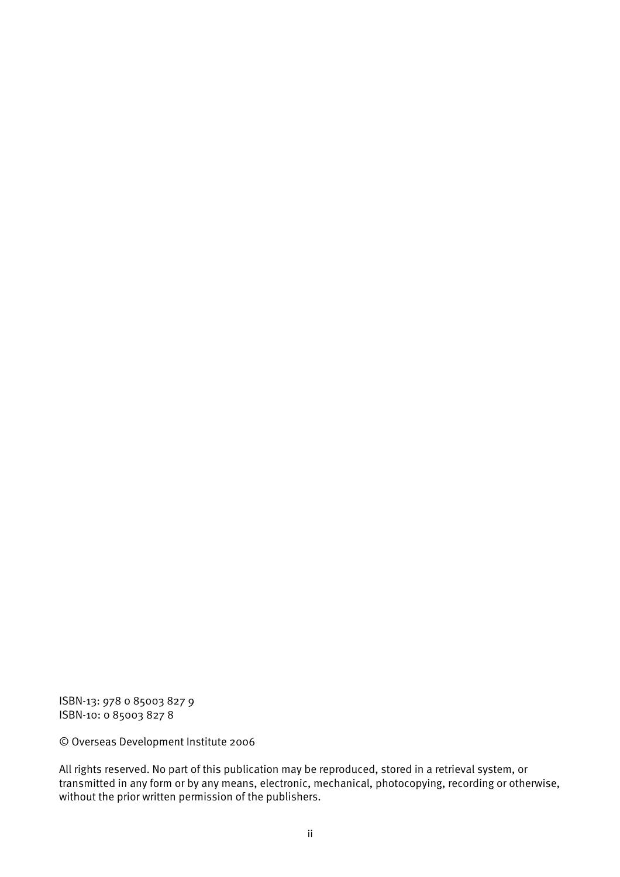ISBN-13: 978 0 85003 827 9
ISBN-10: 0 85003 827 8

© Overseas Development Institute 2006

All rights reserved. No part of this publication may be reproduced, stored in a retrieval system, or transmitted in any form or by any means, electronic, mechanical, photocopying, recording or otherwise, without the prior written permission of the publishers.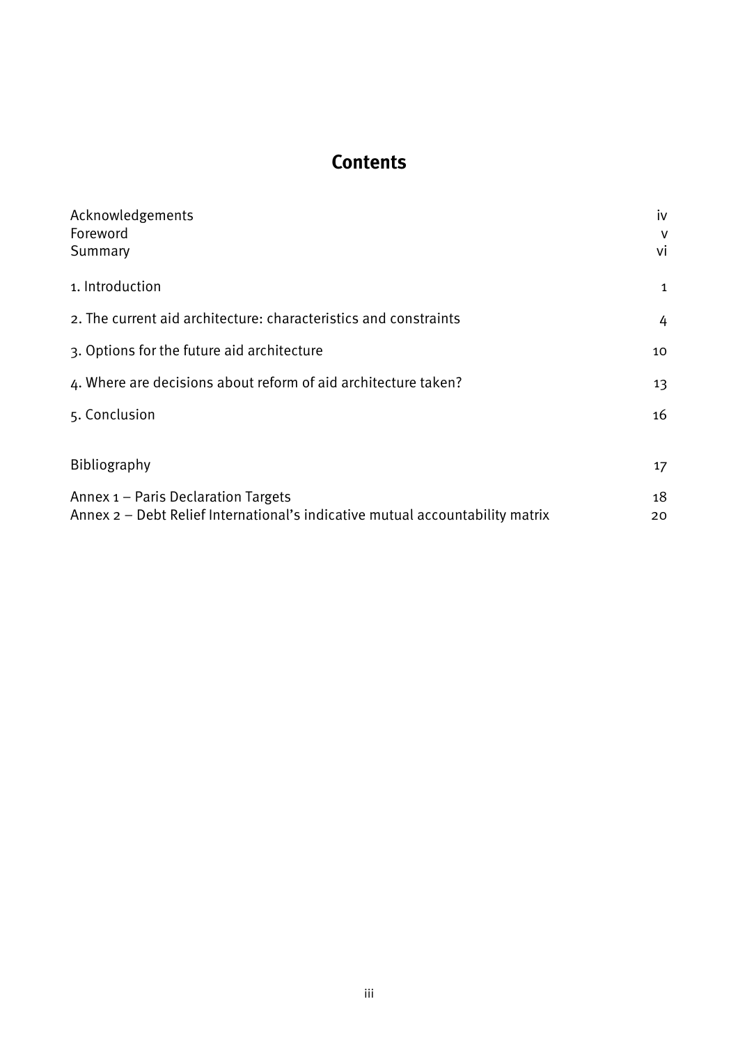# Contents

| | |
|---|---|
| Acknowledgements | iv |
| Foreword | v |
| Summary | vi |
| 1. Introduction | 1 |
| 2. The current aid architecture: characteristics and constraints | 4 |
| 3. Options for the future aid architecture | 10 |
| 4. Where are decisions about reform of aid architecture taken? | 13 |
| 5. Conclusion | 16 |
| Bibliography | 17 |
| Annex 1 – Paris Declaration Targets | 18 |
| Annex 2 – Debt Relief International's indicative mutual accountability matrix | 20 |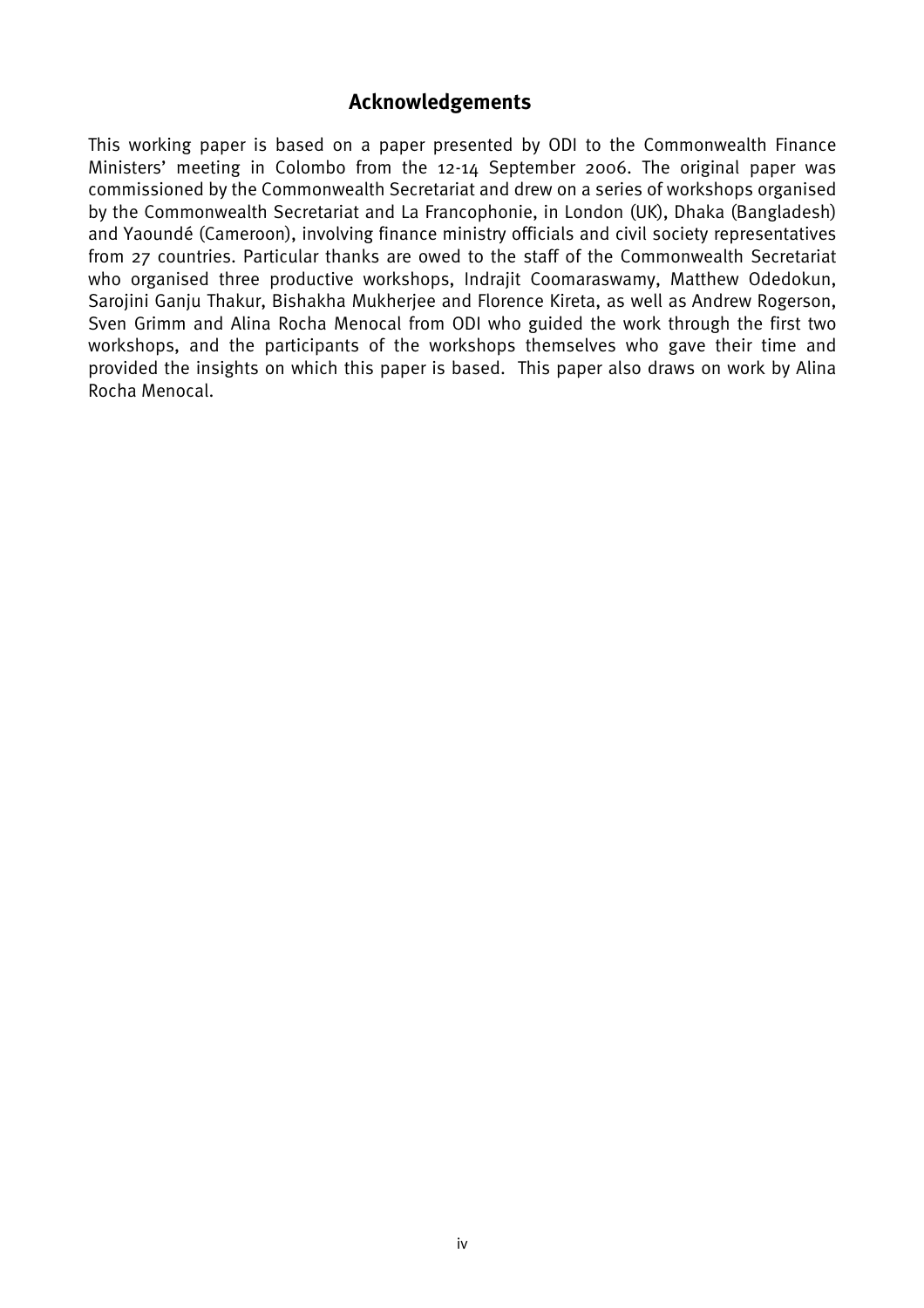## Acknowledgements

This working paper is based on a paper presented by ODI to the Commonwealth Finance Ministers' meeting in Colombo from the 12-14 September 2006. The original paper was commissioned by the Commonwealth Secretariat and drew on a series of workshops organised by the Commonwealth Secretariat and La Francophonie, in London (UK), Dhaka (Bangladesh) and Yaoundé (Cameroon), involving finance ministry officials and civil society representatives from 27 countries. Particular thanks are owed to the staff of the Commonwealth Secretariat who organised three productive workshops, Indrajit Coomaraswamy, Matthew Odedokun, Sarojini Ganju Thakur, Bishakha Mukherjee and Florence Kireta, as well as Andrew Rogerson, Sven Grimm and Alina Rocha Menocal from ODI who guided the work through the first two workshops, and the participants of the workshops themselves who gave their time and provided the insights on which this paper is based. This paper also draws on work by Alina Rocha Menocal.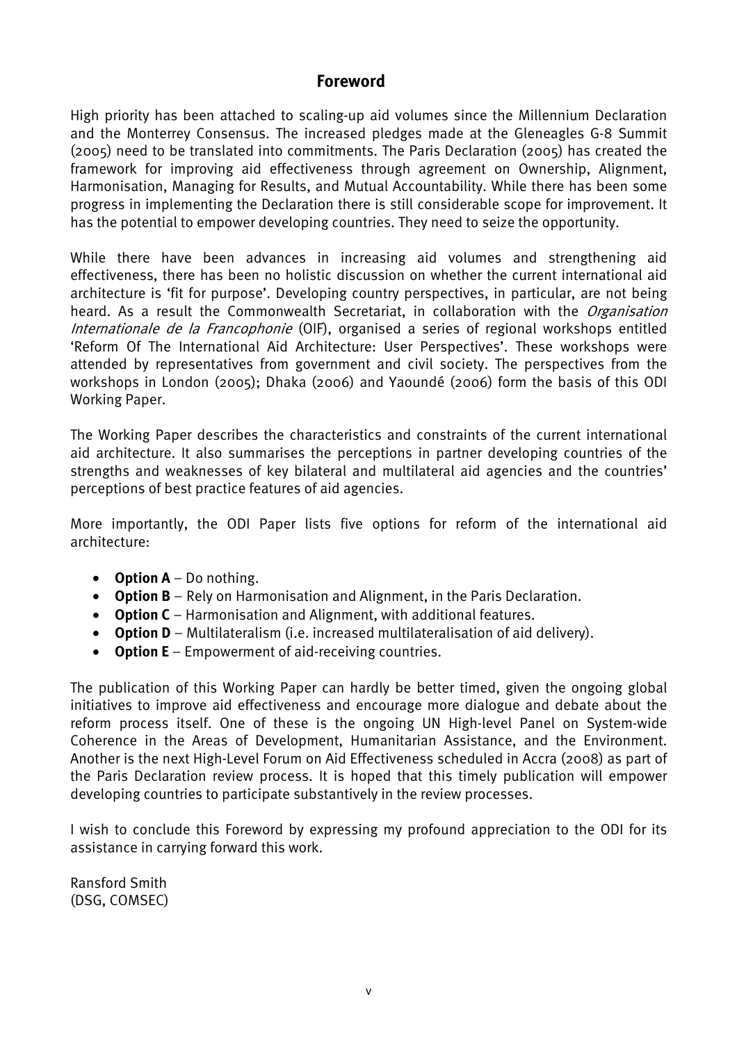# Foreword

High priority has been attached to scaling-up aid volumes since the Millennium Declaration and the Monterrey Consensus. The increased pledges made at the Gleneagles G-8 Summit (2005) need to be translated into commitments. The Paris Declaration (2005) has created the framework for improving aid effectiveness through agreement on Ownership, Alignment, Harmonisation, Managing for Results, and Mutual Accountability. While there has been some progress in implementing the Declaration there is still considerable scope for improvement. It has the potential to empower developing countries. They need to seize the opportunity.

While there have been advances in increasing aid volumes and strengthening aid effectiveness, there has been no holistic discussion on whether the current international aid architecture is 'fit for purpose'. Developing country perspectives, in particular, are not being heard. As a result the Commonwealth Secretariat, in collaboration with the *Organisation Internationale de la Francophonie* (OIF), organised a series of regional workshops entitled 'Reform Of The International Aid Architecture: User Perspectives'. These workshops were attended by representatives from government and civil society. The perspectives from the workshops in London (2005); Dhaka (2006) and Yaoundé (2006) form the basis of this ODI Working Paper.

The Working Paper describes the characteristics and constraints of the current international aid architecture. It also summarises the perceptions in partner developing countries of the strengths and weaknesses of key bilateral and multilateral aid agencies and the countries' perceptions of best practice features of aid agencies.

More importantly, the ODI Paper lists five options for reform of the international aid architecture:

- **Option A** – Do nothing.
- **Option B** – Rely on Harmonisation and Alignment, in the Paris Declaration.
- **Option C** – Harmonisation and Alignment, with additional features.
- **Option D** – Multilateralism (i.e. increased multilateralisation of aid delivery).
- **Option E** – Empowerment of aid-receiving countries.

The publication of this Working Paper can hardly be better timed, given the ongoing global initiatives to improve aid effectiveness and encourage more dialogue and debate about the reform process itself. One of these is the ongoing UN High-level Panel on System-wide Coherence in the Areas of Development, Humanitarian Assistance, and the Environment. Another is the next High-Level Forum on Aid Effectiveness scheduled in Accra (2008) as part of the Paris Declaration review process. It is hoped that this timely publication will empower developing countries to participate substantively in the review processes.

I wish to conclude this Foreword by expressing my profound appreciation to the ODI for its assistance in carrying forward this work.

Ransford Smith
(DSG, COMSEC)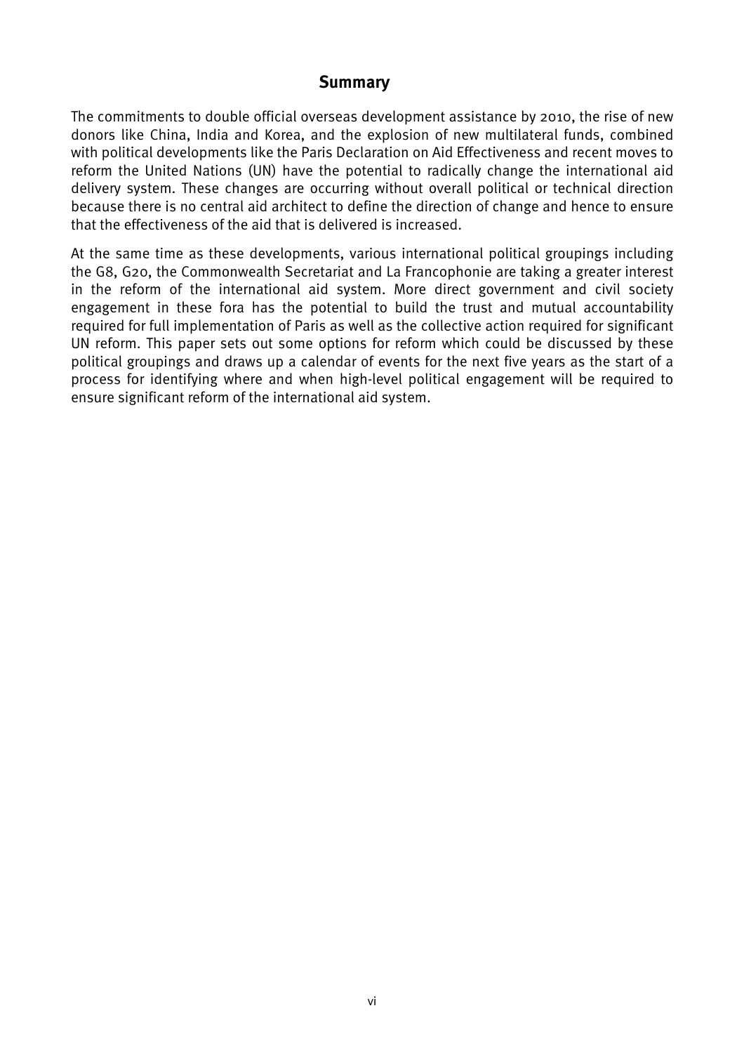## Summary

The commitments to double official overseas development assistance by 2010, the rise of new donors like China, India and Korea, and the explosion of new multilateral funds, combined with political developments like the Paris Declaration on Aid Effectiveness and recent moves to reform the United Nations (UN) have the potential to radically change the international aid delivery system. These changes are occurring without overall political or technical direction because there is no central aid architect to define the direction of change and hence to ensure that the effectiveness of the aid that is delivered is increased.

At the same time as these developments, various international political groupings including the G8, G20, the Commonwealth Secretariat and La Francophonie are taking a greater interest in the reform of the international aid system. More direct government and civil society engagement in these fora has the potential to build the trust and mutual accountability required for full implementation of Paris as well as the collective action required for significant UN reform. This paper sets out some options for reform which could be discussed by these political groupings and draws up a calendar of events for the next five years as the start of a process for identifying where and when high-level political engagement will be required to ensure significant reform of the international aid system.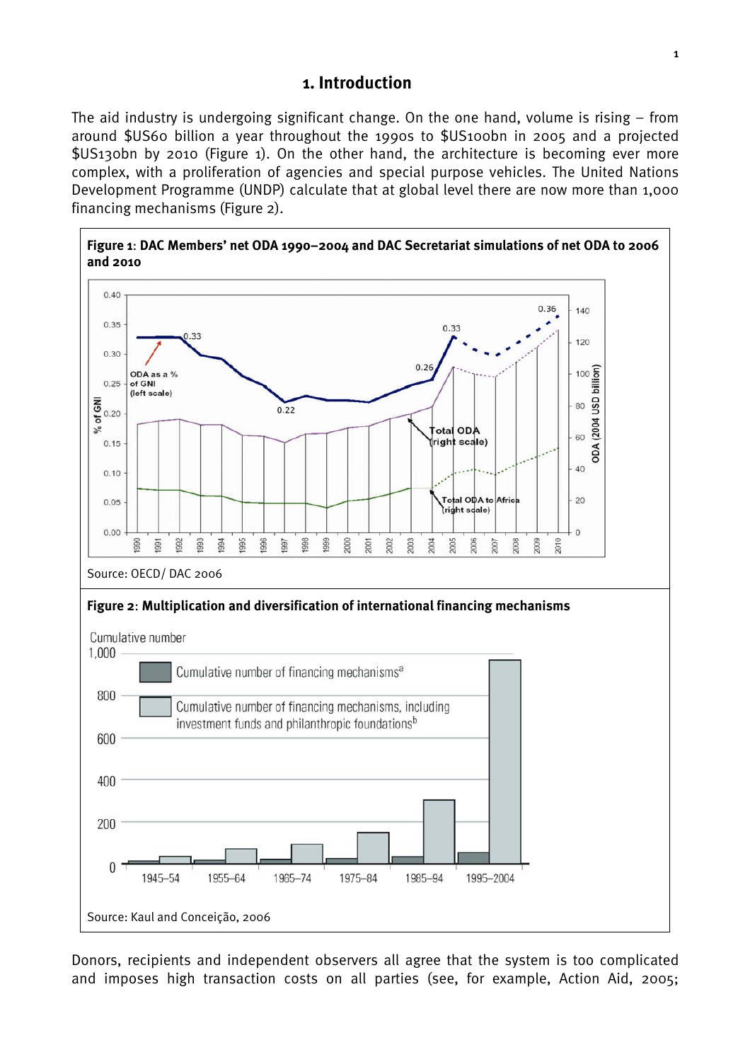# 1. Introduction

The aid industry is undergoing significant change. On the one hand, volume is rising – from around $US60 billion a year throughout the 1990s to $US100bn in 2005 and a projected $US130bn by 2010 (Figure 1). On the other hand, the architecture is becoming ever more complex, with a proliferation of agencies and special purpose vehicles. The United Nations Development Programme (UNDP) calculate that at global level there are now more than 1,000 financing mechanisms (Figure 2).

**Figure 1: DAC Members' net ODA 1990–2004 and DAC Secretariat simulations of net ODA to 2006 and 2010**

Source: OECD/ DAC 2006

**Figure 2: Multiplication and diversification of international financing mechanisms**

Source: Kaul and Conceição, 2006

Donors, recipients and independent observers all agree that the system is too complicated and imposes high transaction costs on all parties (see, for example, Action Aid, 2005;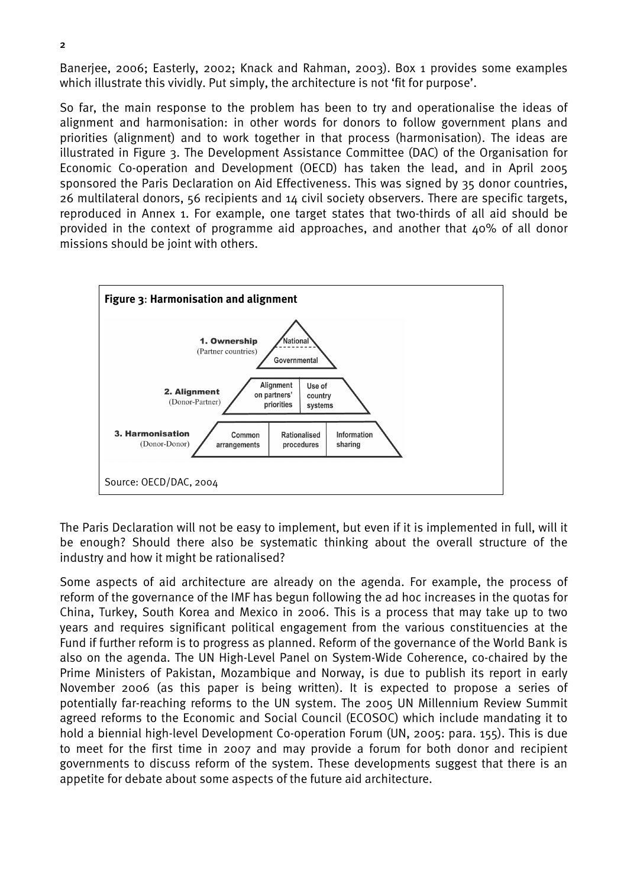Banerjee, 2006; Easterly, 2002; Knack and Rahman, 2003). Box 1 provides some examples which illustrate this vividly. Put simply, the architecture is not 'fit for purpose'.

So far, the main response to the problem has been to try and operationalise the ideas of alignment and harmonisation: in other words for donors to follow government plans and priorities (alignment) and to work together in that process (harmonisation). The ideas are illustrated in Figure 3. The Development Assistance Committee (DAC) of the Organisation for Economic Co-operation and Development (OECD) has taken the lead, and in April 2005 sponsored the Paris Declaration on Aid Effectiveness. This was signed by 35 donor countries, 26 multilateral donors, 56 recipients and 14 civil society observers. There are specific targets, reproduced in Annex 1. For example, one target states that two-thirds of all aid should be provided in the context of programme aid approaches, and another that 40% of all donor missions should be joint with others.

**Figure 3**: **Harmonisation and alignment**

**1. Ownership** (Partner countries): National / Governmental

**2. Alignment** (Donor-Partner): Alignment on partners' priorities | Use of country systems

**3. Harmonisation** (Donor-Donor): Common arrangements | Rationalised procedures | Information sharing

Source: OECD/DAC, 2004

The Paris Declaration will not be easy to implement, but even if it is implemented in full, will it be enough? Should there also be systematic thinking about the overall structure of the industry and how it might be rationalised?

Some aspects of aid architecture are already on the agenda. For example, the process of reform of the governance of the IMF has begun following the ad hoc increases in the quotas for China, Turkey, South Korea and Mexico in 2006. This is a process that may take up to two years and requires significant political engagement from the various constituencies at the Fund if further reform is to progress as planned. Reform of the governance of the World Bank is also on the agenda. The UN High-Level Panel on System-Wide Coherence, co-chaired by the Prime Ministers of Pakistan, Mozambique and Norway, is due to publish its report in early November 2006 (as this paper is being written). It is expected to propose a series of potentially far-reaching reforms to the UN system. The 2005 UN Millennium Review Summit agreed reforms to the Economic and Social Council (ECOSOC) which include mandating it to hold a biennial high-level Development Co-operation Forum (UN, 2005: para. 155). This is due to meet for the first time in 2007 and may provide a forum for both donor and recipient governments to discuss reform of the system. These developments suggest that there is an appetite for debate about some aspects of the future aid architecture.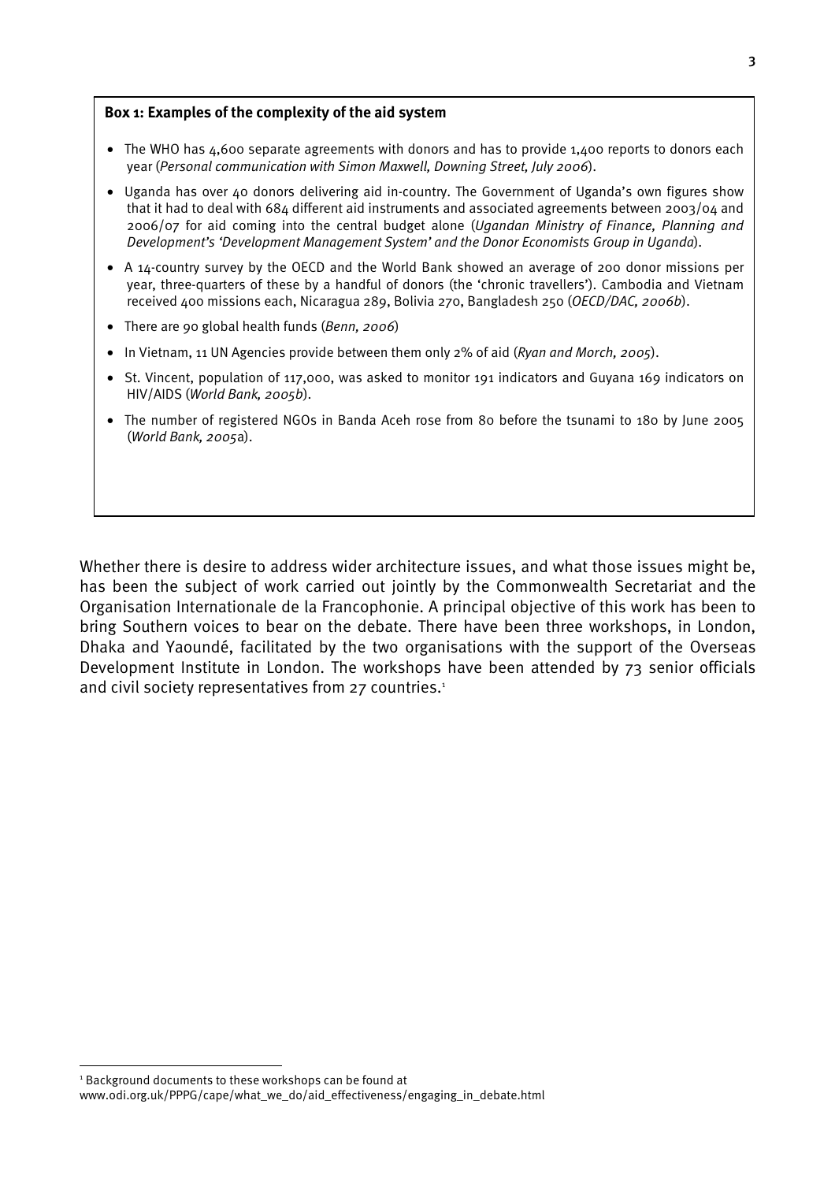**Box 1: Examples of the complexity of the aid system**

- The WHO has 4,600 separate agreements with donors and has to provide 1,400 reports to donors each year (*Personal communication with Simon Maxwell, Downing Street, July 2006*).
- Uganda has over 40 donors delivering aid in-country. The Government of Uganda's own figures show that it had to deal with 684 different aid instruments and associated agreements between 2003/04 and 2006/07 for aid coming into the central budget alone (*Ugandan Ministry of Finance, Planning and Development's 'Development Management System' and the Donor Economists Group in Uganda*).
- A 14-country survey by the OECD and the World Bank showed an average of 200 donor missions per year, three-quarters of these by a handful of donors (the 'chronic travellers'). Cambodia and Vietnam received 400 missions each, Nicaragua 289, Bolivia 270, Bangladesh 250 (*OECD/DAC, 2006b*).
- There are 90 global health funds (*Benn, 2006*)
- In Vietnam, 11 UN Agencies provide between them only 2% of aid (*Ryan and Morch, 2005*).
- St. Vincent, population of 117,000, was asked to monitor 191 indicators and Guyana 169 indicators on HIV/AIDS (*World Bank, 2005b*).
- The number of registered NGOs in Banda Aceh rose from 80 before the tsunami to 180 by June 2005 (*World Bank, 2005a*).

Whether there is desire to address wider architecture issues, and what those issues might be, has been the subject of work carried out jointly by the Commonwealth Secretariat and the Organisation Internationale de la Francophonie. A principal objective of this work has been to bring Southern voices to bear on the debate. There have been three workshops, in London, Dhaka and Yaoundé, facilitated by the two organisations with the support of the Overseas Development Institute in London. The workshops have been attended by 73 senior officials and civil society representatives from 27 countries.[1]

[1] Background documents to these workshops can be found at www.odi.org.uk/PPPG/cape/what_we_do/aid_effectiveness/engaging_in_debate.html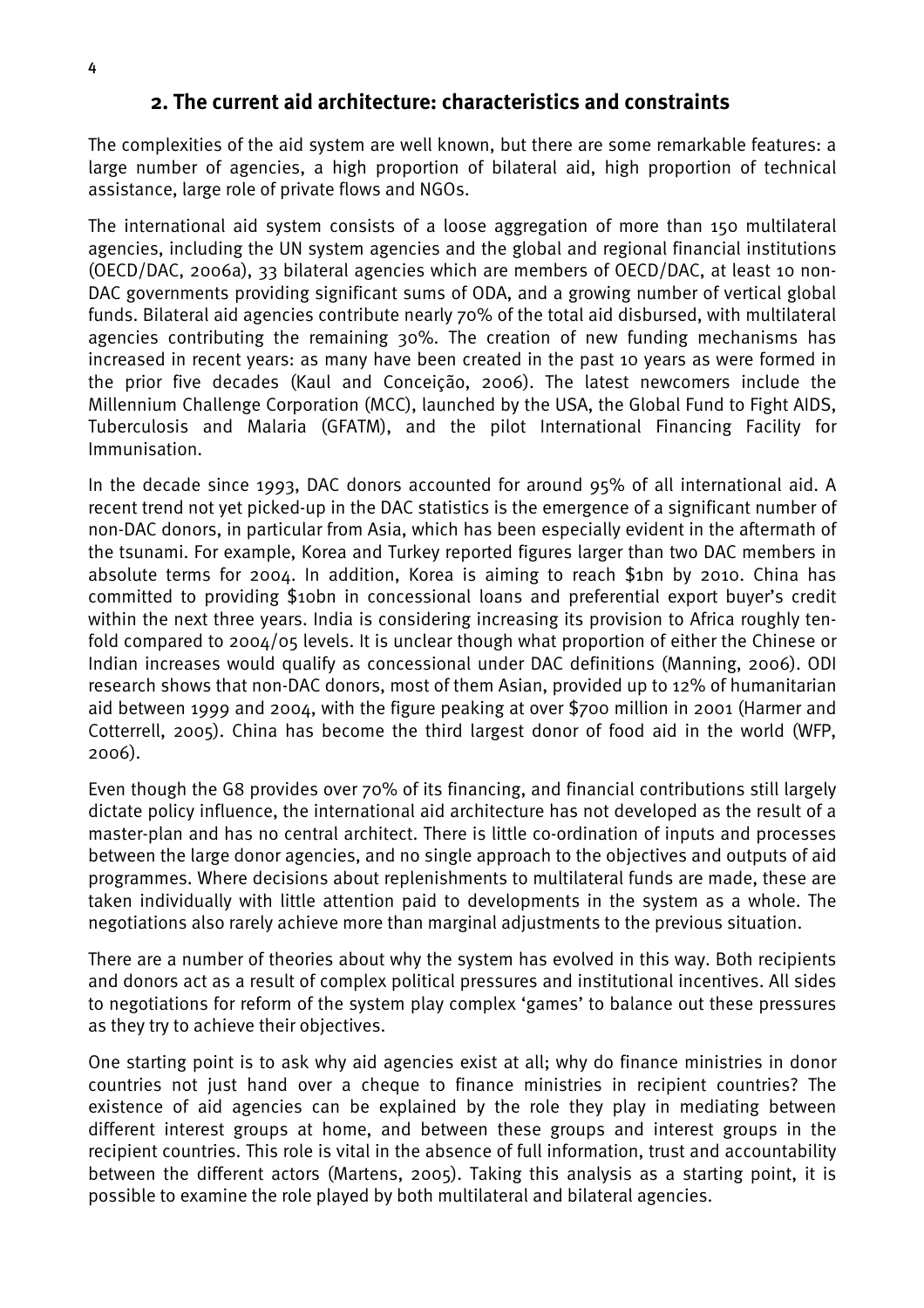## 2. The current aid architecture: characteristics and constraints

The complexities of the aid system are well known, but there are some remarkable features: a large number of agencies, a high proportion of bilateral aid, high proportion of technical assistance, large role of private flows and NGOs.

The international aid system consists of a loose aggregation of more than 150 multilateral agencies, including the UN system agencies and the global and regional financial institutions (OECD/DAC, 2006a), 33 bilateral agencies which are members of OECD/DAC, at least 10 non-DAC governments providing significant sums of ODA, and a growing number of vertical global funds. Bilateral aid agencies contribute nearly 70% of the total aid disbursed, with multilateral agencies contributing the remaining 30%. The creation of new funding mechanisms has increased in recent years: as many have been created in the past 10 years as were formed in the prior five decades (Kaul and Conceição, 2006). The latest newcomers include the Millennium Challenge Corporation (MCC), launched by the USA, the Global Fund to Fight AIDS, Tuberculosis and Malaria (GFATM), and the pilot International Financing Facility for Immunisation.

In the decade since 1993, DAC donors accounted for around 95% of all international aid. A recent trend not yet picked-up in the DAC statistics is the emergence of a significant number of non-DAC donors, in particular from Asia, which has been especially evident in the aftermath of the tsunami. For example, Korea and Turkey reported figures larger than two DAC members in absolute terms for 2004. In addition, Korea is aiming to reach \$1bn by 2010. China has committed to providing \$10bn in concessional loans and preferential export buyer's credit within the next three years. India is considering increasing its provision to Africa roughly ten-fold compared to 2004/05 levels. It is unclear though what proportion of either the Chinese or Indian increases would qualify as concessional under DAC definitions (Manning, 2006). ODI research shows that non-DAC donors, most of them Asian, provided up to 12% of humanitarian aid between 1999 and 2004, with the figure peaking at over \$700 million in 2001 (Harmer and Cotterrell, 2005). China has become the third largest donor of food aid in the world (WFP, 2006).

Even though the G8 provides over 70% of its financing, and financial contributions still largely dictate policy influence, the international aid architecture has not developed as the result of a master-plan and has no central architect. There is little co-ordination of inputs and processes between the large donor agencies, and no single approach to the objectives and outputs of aid programmes. Where decisions about replenishments to multilateral funds are made, these are taken individually with little attention paid to developments in the system as a whole. The negotiations also rarely achieve more than marginal adjustments to the previous situation.

There are a number of theories about why the system has evolved in this way. Both recipients and donors act as a result of complex political pressures and institutional incentives. All sides to negotiations for reform of the system play complex 'games' to balance out these pressures as they try to achieve their objectives.

One starting point is to ask why aid agencies exist at all; why do finance ministries in donor countries not just hand over a cheque to finance ministries in recipient countries? The existence of aid agencies can be explained by the role they play in mediating between different interest groups at home, and between these groups and interest groups in the recipient countries. This role is vital in the absence of full information, trust and accountability between the different actors (Martens, 2005). Taking this analysis as a starting point, it is possible to examine the role played by both multilateral and bilateral agencies.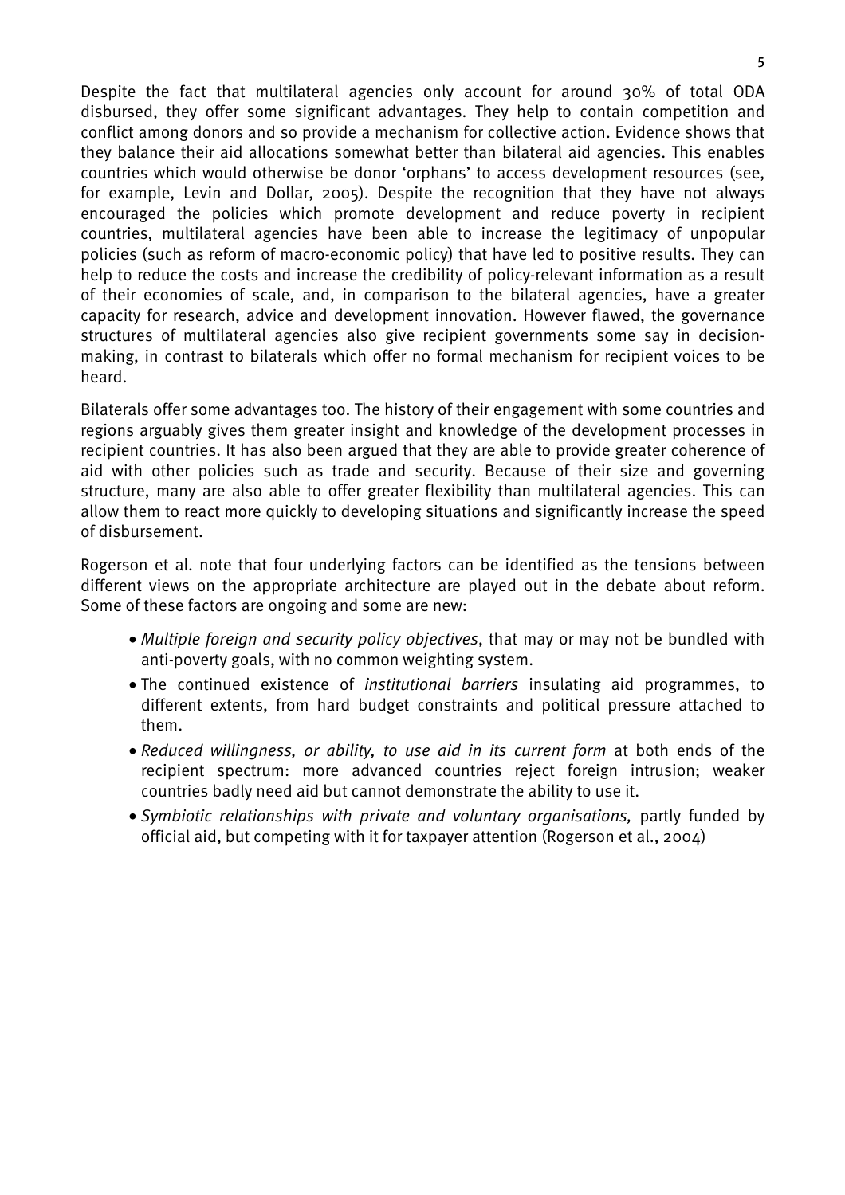Despite the fact that multilateral agencies only account for around 30% of total ODA disbursed, they offer some significant advantages. They help to contain competition and conflict among donors and so provide a mechanism for collective action. Evidence shows that they balance their aid allocations somewhat better than bilateral aid agencies. This enables countries which would otherwise be donor 'orphans' to access development resources (see, for example, Levin and Dollar, 2005). Despite the recognition that they have not always encouraged the policies which promote development and reduce poverty in recipient countries, multilateral agencies have been able to increase the legitimacy of unpopular policies (such as reform of macro-economic policy) that have led to positive results. They can help to reduce the costs and increase the credibility of policy-relevant information as a result of their economies of scale, and, in comparison to the bilateral agencies, have a greater capacity for research, advice and development innovation. However flawed, the governance structures of multilateral agencies also give recipient governments some say in decision-making, in contrast to bilaterals which offer no formal mechanism for recipient voices to be heard.

Bilaterals offer some advantages too. The history of their engagement with some countries and regions arguably gives them greater insight and knowledge of the development processes in recipient countries. It has also been argued that they are able to provide greater coherence of aid with other policies such as trade and security. Because of their size and governing structure, many are also able to offer greater flexibility than multilateral agencies. This can allow them to react more quickly to developing situations and significantly increase the speed of disbursement.

Rogerson et al. note that four underlying factors can be identified as the tensions between different views on the appropriate architecture are played out in the debate about reform. Some of these factors are ongoing and some are new:

- *Multiple foreign and security policy objectives*, that may or may not be bundled with anti-poverty goals, with no common weighting system.
- The continued existence of *institutional barriers* insulating aid programmes, to different extents, from hard budget constraints and political pressure attached to them.
- *Reduced willingness, or ability, to use aid in its current form* at both ends of the recipient spectrum: more advanced countries reject foreign intrusion; weaker countries badly need aid but cannot demonstrate the ability to use it.
- *Symbiotic relationships with private and voluntary organisations,* partly funded by official aid, but competing with it for taxpayer attention (Rogerson et al., 2004)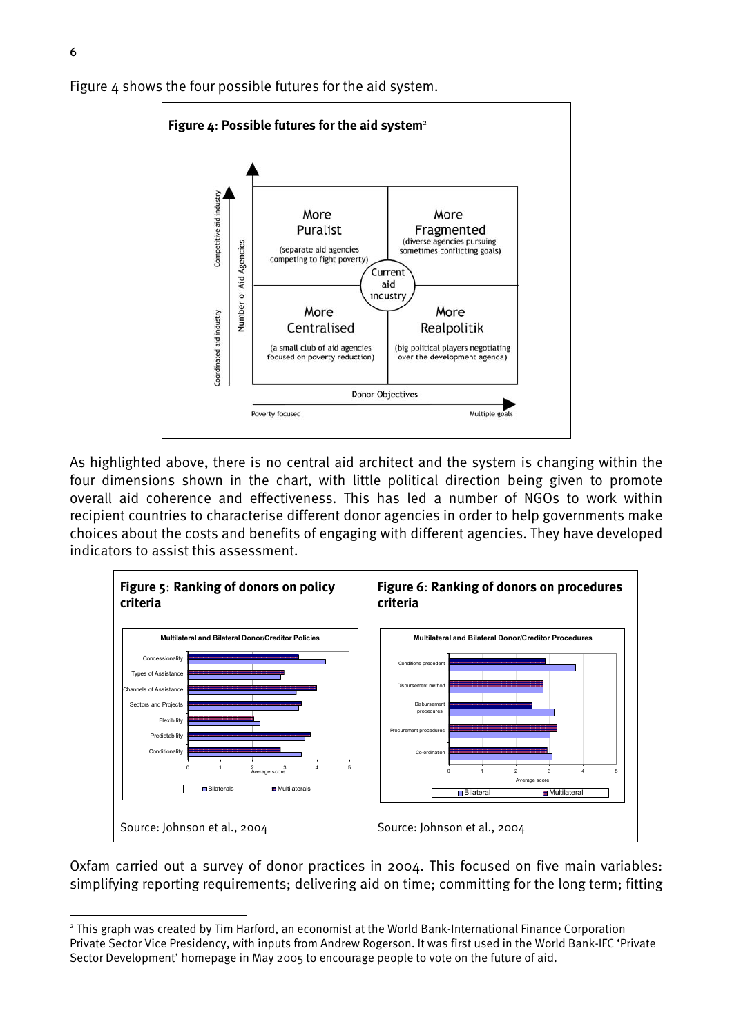Figure 4 shows the four possible futures for the aid system.

**Figure 4**: **Possible futures for the aid system**[2]

As highlighted above, there is no central aid architect and the system is changing within the four dimensions shown in the chart, with little political direction being given to promote overall aid coherence and effectiveness. This has led a number of NGOs to work within recipient countries to characterise different donor agencies in order to help governments make choices about the costs and benefits of engaging with different agencies. They have developed indicators to assist this assessment.

**Figure 5**: **Ranking of donors on policy criteria**

Source: Johnson et al., 2004

**Figure 6**: **Ranking of donors on procedures criteria**

Source: Johnson et al., 2004

Oxfam carried out a survey of donor practices in 2004. This focused on five main variables: simplifying reporting requirements; delivering aid on time; committing for the long term; fitting

[2] This graph was created by Tim Harford, an economist at the World Bank-International Finance Corporation Private Sector Vice Presidency, with inputs from Andrew Rogerson. It was first used in the World Bank-IFC 'Private Sector Development' homepage in May 2005 to encourage people to vote on the future of aid.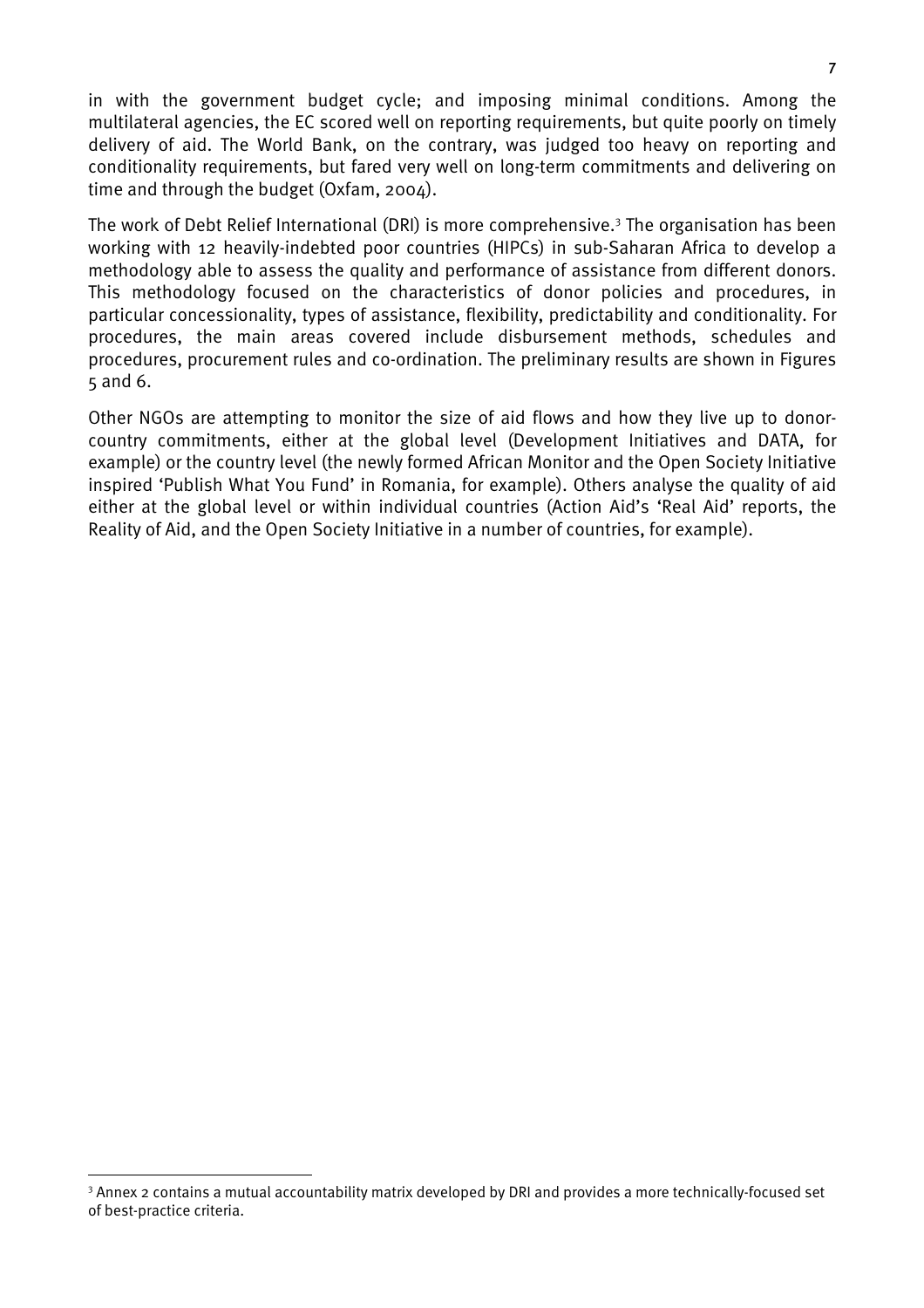in with the government budget cycle; and imposing minimal conditions. Among the multilateral agencies, the EC scored well on reporting requirements, but quite poorly on timely delivery of aid. The World Bank, on the contrary, was judged too heavy on reporting and conditionality requirements, but fared very well on long-term commitments and delivering on time and through the budget (Oxfam, 2004).

The work of Debt Relief International (DRI) is more comprehensive.[3] The organisation has been working with 12 heavily-indebted poor countries (HIPCs) in sub-Saharan Africa to develop a methodology able to assess the quality and performance of assistance from different donors. This methodology focused on the characteristics of donor policies and procedures, in particular concessionality, types of assistance, flexibility, predictability and conditionality. For procedures, the main areas covered include disbursement methods, schedules and procedures, procurement rules and co-ordination. The preliminary results are shown in Figures 5 and 6.

Other NGOs are attempting to monitor the size of aid flows and how they live up to donor-country commitments, either at the global level (Development Initiatives and DATA, for example) or the country level (the newly formed African Monitor and the Open Society Initiative inspired 'Publish What You Fund' in Romania, for example). Others analyse the quality of aid either at the global level or within individual countries (Action Aid's 'Real Aid' reports, the Reality of Aid, and the Open Society Initiative in a number of countries, for example).

[3] Annex 2 contains a mutual accountability matrix developed by DRI and provides a more technically-focused set of best-practice criteria.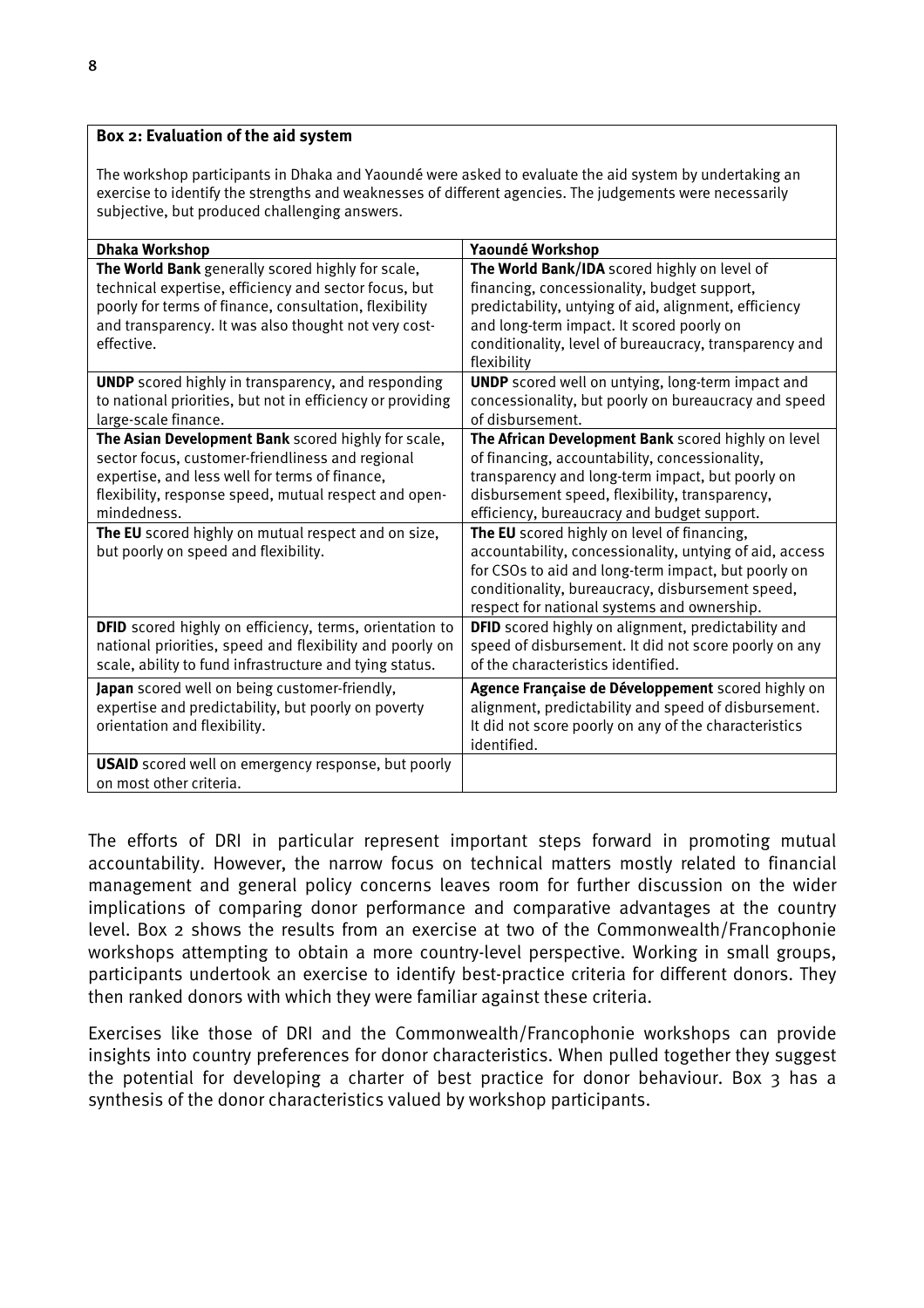**Box 2: Evaluation of the aid system**

The workshop participants in Dhaka and Yaoundé were asked to evaluate the aid system by undertaking an exercise to identify the strengths and weaknesses of different agencies. The judgements were necessarily subjective, but produced challenging answers.

| Dhaka Workshop | Yaoundé Workshop |
|---|---|
| **The World Bank** generally scored highly for scale, technical expertise, efficiency and sector focus, but poorly for terms of finance, consultation, flexibility and transparency. It was also thought not very cost-effective. | **The World Bank/IDA** scored highly on level of financing, concessionality, budget support, predictability, untying of aid, alignment, efficiency and long-term impact. It scored poorly on conditionality, level of bureaucracy, transparency and flexibility |
| **UNDP** scored highly in transparency, and responding to national priorities, but not in efficiency or providing large-scale finance. | **UNDP** scored well on untying, long-term impact and concessionality, but poorly on bureaucracy and speed of disbursement. |
| **The Asian Development Bank** scored highly for scale, sector focus, customer-friendliness and regional expertise, and less well for terms of finance, flexibility, response speed, mutual respect and open-mindedness. | **The African Development Bank** scored highly on level of financing, accountability, concessionality, transparency and long-term impact, but poorly on disbursement speed, flexibility, transparency, efficiency, bureaucracy and budget support. |
| **The EU** scored highly on mutual respect and on size, but poorly on speed and flexibility. | **The EU** scored highly on level of financing, accountability, concessionality, untying of aid, access for CSOs to aid and long-term impact, but poorly on conditionality, bureaucracy, disbursement speed, respect for national systems and ownership. |
| **DFID** scored highly on efficiency, terms, orientation to national priorities, speed and flexibility and poorly on scale, ability to fund infrastructure and tying status. | **DFID** scored highly on alignment, predictability and speed of disbursement. It did not score poorly on any of the characteristics identified. |
| **Japan** scored well on being customer-friendly, expertise and predictability, but poorly on poverty orientation and flexibility. | **Agence Française de Développement** scored highly on alignment, predictability and speed of disbursement. It did not score poorly on any of the characteristics identified. |
| **USAID** scored well on emergency response, but poorly on most other criteria. | |

The efforts of DRI in particular represent important steps forward in promoting mutual accountability. However, the narrow focus on technical matters mostly related to financial management and general policy concerns leaves room for further discussion on the wider implications of comparing donor performance and comparative advantages at the country level. Box 2 shows the results from an exercise at two of the Commonwealth/Francophonie workshops attempting to obtain a more country-level perspective. Working in small groups, participants undertook an exercise to identify best-practice criteria for different donors. They then ranked donors with which they were familiar against these criteria.

Exercises like those of DRI and the Commonwealth/Francophonie workshops can provide insights into country preferences for donor characteristics. When pulled together they suggest the potential for developing a charter of best practice for donor behaviour. Box 3 has a synthesis of the donor characteristics valued by workshop participants.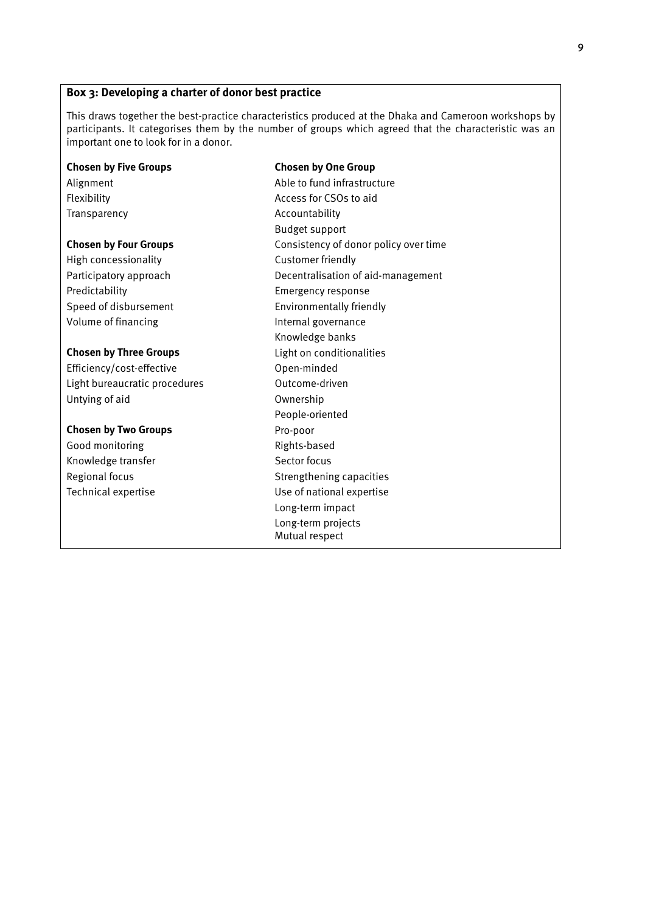### Box 3: Developing a charter of donor best practice

This draws together the best-practice characteristics produced at the Dhaka and Cameroon workshops by participants. It categorises them by the number of groups which agreed that the characteristic was an important one to look for in a donor.

**Chosen by Five Groups**

Alignment
Flexibility
Transparency

**Chosen by Four Groups**

High concessionality
Participatory approach
Predictability
Speed of disbursement
Volume of financing

**Chosen by Three Groups**

Efficiency/cost-effective
Light bureaucratic procedures
Untying of aid

**Chosen by Two Groups**

Good monitoring
Knowledge transfer
Regional focus
Technical expertise

**Chosen by One Group**

Able to fund infrastructure
Access for CSOs to aid
Accountability
Budget support
Consistency of donor policy over time
Customer friendly
Decentralisation of aid-management
Emergency response
Environmentally friendly
Internal governance
Knowledge banks
Light on conditionalities
Open-minded
Outcome-driven
Ownership
People-oriented
Pro-poor
Rights-based
Sector focus
Strengthening capacities
Use of national expertise
Long-term impact
Long-term projects
Mutual respect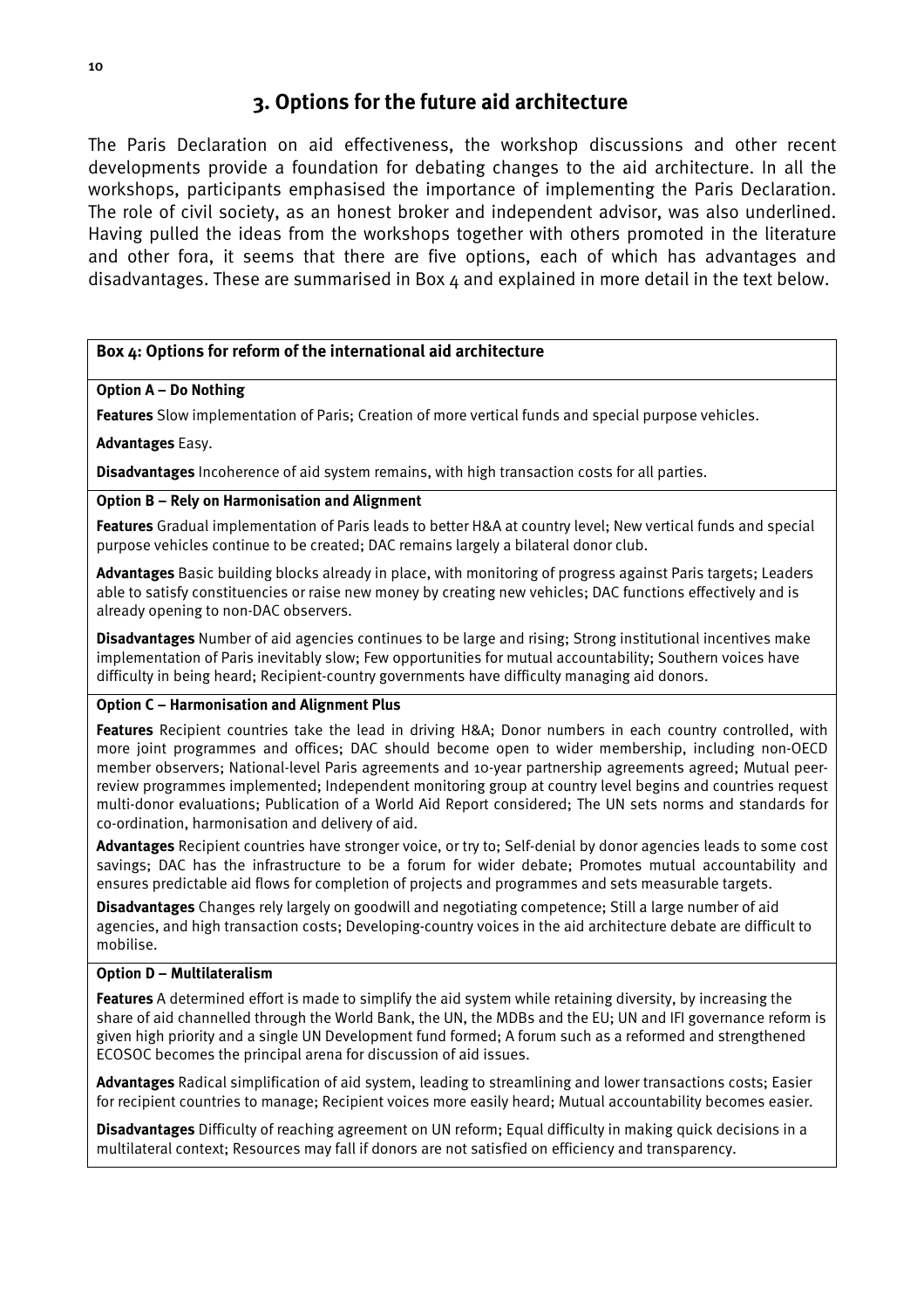## 3. Options for the future aid architecture

The Paris Declaration on aid effectiveness, the workshop discussions and other recent developments provide a foundation for debating changes to the aid architecture. In all the workshops, participants emphasised the importance of implementing the Paris Declaration. The role of civil society, as an honest broker and independent advisor, was also underlined. Having pulled the ideas from the workshops together with others promoted in the literature and other fora, it seems that there are five options, each of which has advantages and disadvantages. These are summarised in Box 4 and explained in more detail in the text below.

**Box 4: Options for reform of the international aid architecture**

**Option A – Do Nothing**

**Features** Slow implementation of Paris; Creation of more vertical funds and special purpose vehicles.

**Advantages** Easy.

**Disadvantages** Incoherence of aid system remains, with high transaction costs for all parties.

**Option B – Rely on Harmonisation and Alignment**

**Features** Gradual implementation of Paris leads to better H&A at country level; New vertical funds and special purpose vehicles continue to be created; DAC remains largely a bilateral donor club.

**Advantages** Basic building blocks already in place, with monitoring of progress against Paris targets; Leaders able to satisfy constituencies or raise new money by creating new vehicles; DAC functions effectively and is already opening to non-DAC observers.

**Disadvantages** Number of aid agencies continues to be large and rising; Strong institutional incentives make implementation of Paris inevitably slow; Few opportunities for mutual accountability; Southern voices have difficulty in being heard; Recipient-country governments have difficulty managing aid donors.

**Option C – Harmonisation and Alignment Plus**

**Features** Recipient countries take the lead in driving H&A; Donor numbers in each country controlled, with more joint programmes and offices; DAC should become open to wider membership, including non-OECD member observers; National-level Paris agreements and 10-year partnership agreements agreed; Mutual peer-review programmes implemented; Independent monitoring group at country level begins and countries request multi-donor evaluations; Publication of a World Aid Report considered; The UN sets norms and standards for co-ordination, harmonisation and delivery of aid.

**Advantages** Recipient countries have stronger voice, or try to; Self-denial by donor agencies leads to some cost savings; DAC has the infrastructure to be a forum for wider debate; Promotes mutual accountability and ensures predictable aid flows for completion of projects and programmes and sets measurable targets.

**Disadvantages** Changes rely largely on goodwill and negotiating competence; Still a large number of aid agencies, and high transaction costs; Developing-country voices in the aid architecture debate are difficult to mobilise.

**Option D – Multilateralism**

**Features** A determined effort is made to simplify the aid system while retaining diversity, by increasing the share of aid channelled through the World Bank, the UN, the MDBs and the EU; UN and IFI governance reform is given high priority and a single UN Development fund formed; A forum such as a reformed and strengthened ECOSOC becomes the principal arena for discussion of aid issues.

**Advantages** Radical simplification of aid system, leading to streamlining and lower transactions costs; Easier for recipient countries to manage; Recipient voices more easily heard; Mutual accountability becomes easier.

**Disadvantages** Difficulty of reaching agreement on UN reform; Equal difficulty in making quick decisions in a multilateral context; Resources may fall if donors are not satisfied on efficiency and transparency.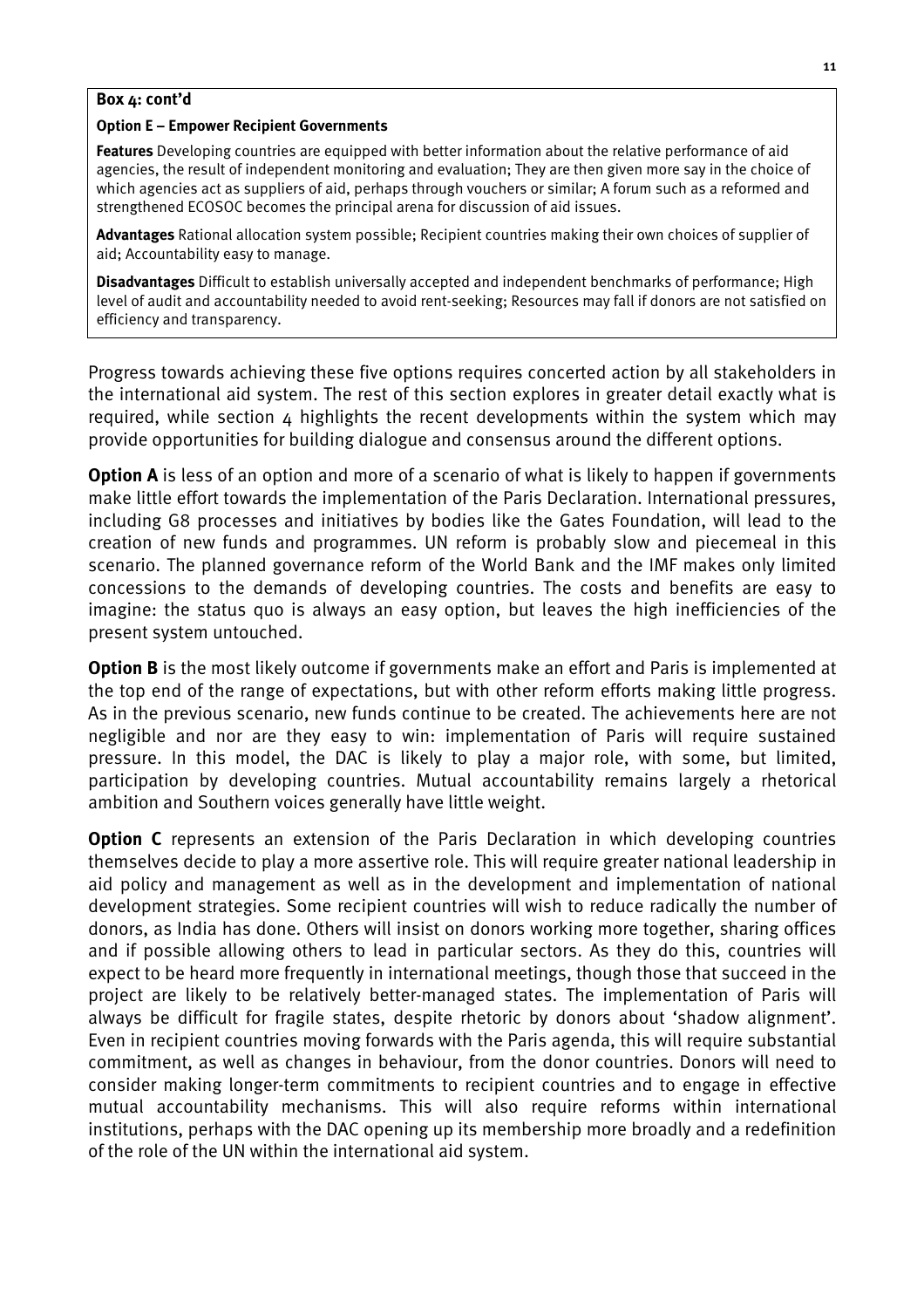**Box 4: cont'd**

**Option E – Empower Recipient Governments**

**Features** Developing countries are equipped with better information about the relative performance of aid agencies, the result of independent monitoring and evaluation; They are then given more say in the choice of which agencies act as suppliers of aid, perhaps through vouchers or similar; A forum such as a reformed and strengthened ECOSOC becomes the principal arena for discussion of aid issues.

**Advantages** Rational allocation system possible; Recipient countries making their own choices of supplier of aid; Accountability easy to manage.

**Disadvantages** Difficult to establish universally accepted and independent benchmarks of performance; High level of audit and accountability needed to avoid rent-seeking; Resources may fall if donors are not satisfied on efficiency and transparency.

Progress towards achieving these five options requires concerted action by all stakeholders in the international aid system. The rest of this section explores in greater detail exactly what is required, while section 4 highlights the recent developments within the system which may provide opportunities for building dialogue and consensus around the different options.

**Option A** is less of an option and more of a scenario of what is likely to happen if governments make little effort towards the implementation of the Paris Declaration. International pressures, including G8 processes and initiatives by bodies like the Gates Foundation, will lead to the creation of new funds and programmes. UN reform is probably slow and piecemeal in this scenario. The planned governance reform of the World Bank and the IMF makes only limited concessions to the demands of developing countries. The costs and benefits are easy to imagine: the status quo is always an easy option, but leaves the high inefficiencies of the present system untouched.

**Option B** is the most likely outcome if governments make an effort and Paris is implemented at the top end of the range of expectations, but with other reform efforts making little progress. As in the previous scenario, new funds continue to be created. The achievements here are not negligible and nor are they easy to win: implementation of Paris will require sustained pressure. In this model, the DAC is likely to play a major role, with some, but limited, participation by developing countries. Mutual accountability remains largely a rhetorical ambition and Southern voices generally have little weight.

**Option C** represents an extension of the Paris Declaration in which developing countries themselves decide to play a more assertive role. This will require greater national leadership in aid policy and management as well as in the development and implementation of national development strategies. Some recipient countries will wish to reduce radically the number of donors, as India has done. Others will insist on donors working more together, sharing offices and if possible allowing others to lead in particular sectors. As they do this, countries will expect to be heard more frequently in international meetings, though those that succeed in the project are likely to be relatively better-managed states. The implementation of Paris will always be difficult for fragile states, despite rhetoric by donors about 'shadow alignment'. Even in recipient countries moving forwards with the Paris agenda, this will require substantial commitment, as well as changes in behaviour, from the donor countries. Donors will need to consider making longer-term commitments to recipient countries and to engage in effective mutual accountability mechanisms. This will also require reforms within international institutions, perhaps with the DAC opening up its membership more broadly and a redefinition of the role of the UN within the international aid system.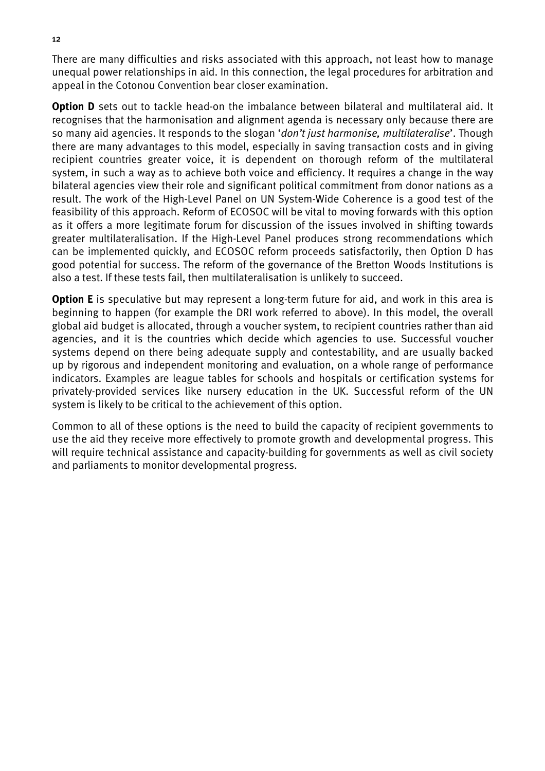There are many difficulties and risks associated with this approach, not least how to manage unequal power relationships in aid. In this connection, the legal procedures for arbitration and appeal in the Cotonou Convention bear closer examination.

**Option D** sets out to tackle head-on the imbalance between bilateral and multilateral aid. It recognises that the harmonisation and alignment agenda is necessary only because there are so many aid agencies. It responds to the slogan '*don't just harmonise, multilateralise*'. Though there are many advantages to this model, especially in saving transaction costs and in giving recipient countries greater voice, it is dependent on thorough reform of the multilateral system, in such a way as to achieve both voice and efficiency. It requires a change in the way bilateral agencies view their role and significant political commitment from donor nations as a result. The work of the High-Level Panel on UN System-Wide Coherence is a good test of the feasibility of this approach. Reform of ECOSOC will be vital to moving forwards with this option as it offers a more legitimate forum for discussion of the issues involved in shifting towards greater multilateralisation. If the High-Level Panel produces strong recommendations which can be implemented quickly, and ECOSOC reform proceeds satisfactorily, then Option D has good potential for success. The reform of the governance of the Bretton Woods Institutions is also a test. If these tests fail, then multilateralisation is unlikely to succeed.

**Option E** is speculative but may represent a long-term future for aid, and work in this area is beginning to happen (for example the DRI work referred to above). In this model, the overall global aid budget is allocated, through a voucher system, to recipient countries rather than aid agencies, and it is the countries which decide which agencies to use. Successful voucher systems depend on there being adequate supply and contestability, and are usually backed up by rigorous and independent monitoring and evaluation, on a whole range of performance indicators. Examples are league tables for schools and hospitals or certification systems for privately-provided services like nursery education in the UK. Successful reform of the UN system is likely to be critical to the achievement of this option.

Common to all of these options is the need to build the capacity of recipient governments to use the aid they receive more effectively to promote growth and developmental progress. This will require technical assistance and capacity-building for governments as well as civil society and parliaments to monitor developmental progress.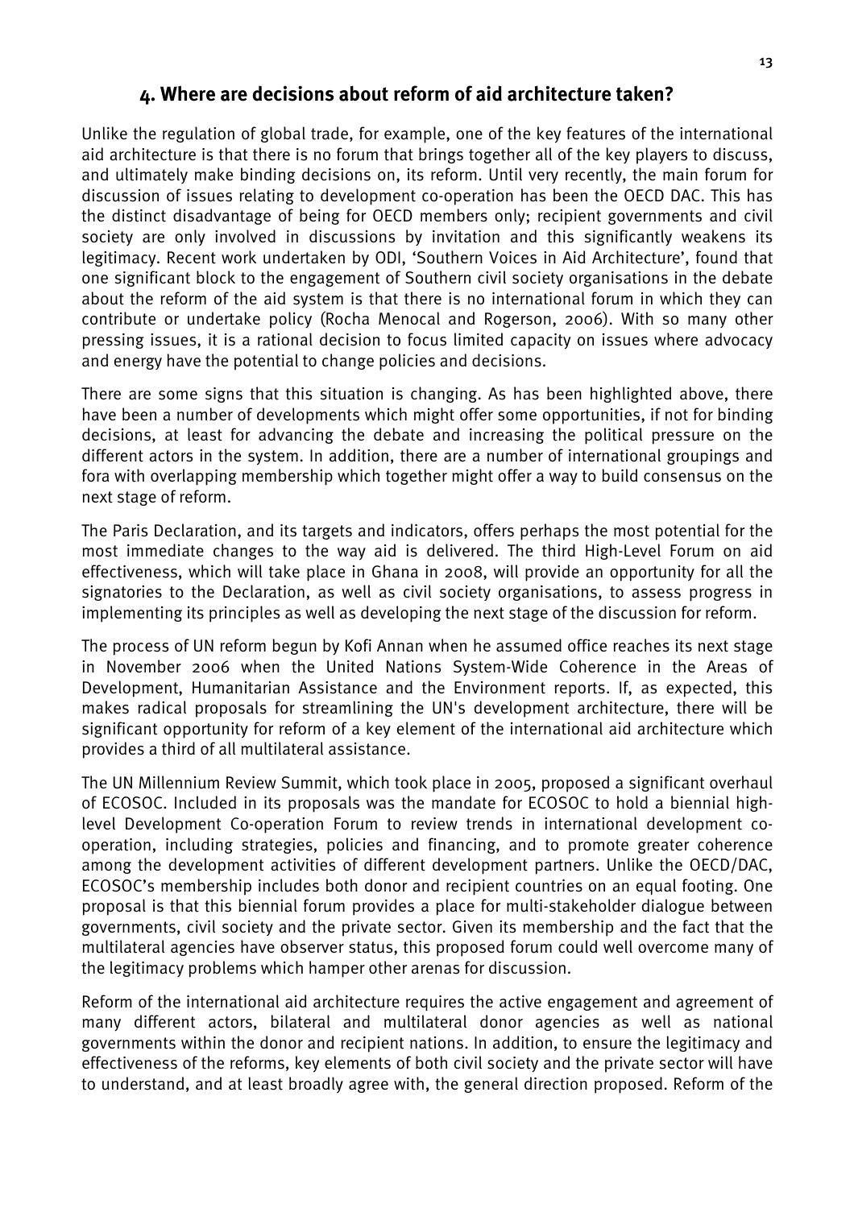## 4. Where are decisions about reform of aid architecture taken?

Unlike the regulation of global trade, for example, one of the key features of the international aid architecture is that there is no forum that brings together all of the key players to discuss, and ultimately make binding decisions on, its reform. Until very recently, the main forum for discussion of issues relating to development co-operation has been the OECD DAC. This has the distinct disadvantage of being for OECD members only; recipient governments and civil society are only involved in discussions by invitation and this significantly weakens its legitimacy. Recent work undertaken by ODI, 'Southern Voices in Aid Architecture', found that one significant block to the engagement of Southern civil society organisations in the debate about the reform of the aid system is that there is no international forum in which they can contribute or undertake policy (Rocha Menocal and Rogerson, 2006). With so many other pressing issues, it is a rational decision to focus limited capacity on issues where advocacy and energy have the potential to change policies and decisions.

There are some signs that this situation is changing. As has been highlighted above, there have been a number of developments which might offer some opportunities, if not for binding decisions, at least for advancing the debate and increasing the political pressure on the different actors in the system. In addition, there are a number of international groupings and fora with overlapping membership which together might offer a way to build consensus on the next stage of reform.

The Paris Declaration, and its targets and indicators, offers perhaps the most potential for the most immediate changes to the way aid is delivered. The third High-Level Forum on aid effectiveness, which will take place in Ghana in 2008, will provide an opportunity for all the signatories to the Declaration, as well as civil society organisations, to assess progress in implementing its principles as well as developing the next stage of the discussion for reform.

The process of UN reform begun by Kofi Annan when he assumed office reaches its next stage in November 2006 when the United Nations System-Wide Coherence in the Areas of Development, Humanitarian Assistance and the Environment reports. If, as expected, this makes radical proposals for streamlining the UN's development architecture, there will be significant opportunity for reform of a key element of the international aid architecture which provides a third of all multilateral assistance.

The UN Millennium Review Summit, which took place in 2005, proposed a significant overhaul of ECOSOC. Included in its proposals was the mandate for ECOSOC to hold a biennial high-level Development Co-operation Forum to review trends in international development co-operation, including strategies, policies and financing, and to promote greater coherence among the development activities of different development partners. Unlike the OECD/DAC, ECOSOC's membership includes both donor and recipient countries on an equal footing. One proposal is that this biennial forum provides a place for multi-stakeholder dialogue between governments, civil society and the private sector. Given its membership and the fact that the multilateral agencies have observer status, this proposed forum could well overcome many of the legitimacy problems which hamper other arenas for discussion.

Reform of the international aid architecture requires the active engagement and agreement of many different actors, bilateral and multilateral donor agencies as well as national governments within the donor and recipient nations. In addition, to ensure the legitimacy and effectiveness of the reforms, key elements of both civil society and the private sector will have to understand, and at least broadly agree with, the general direction proposed. Reform of the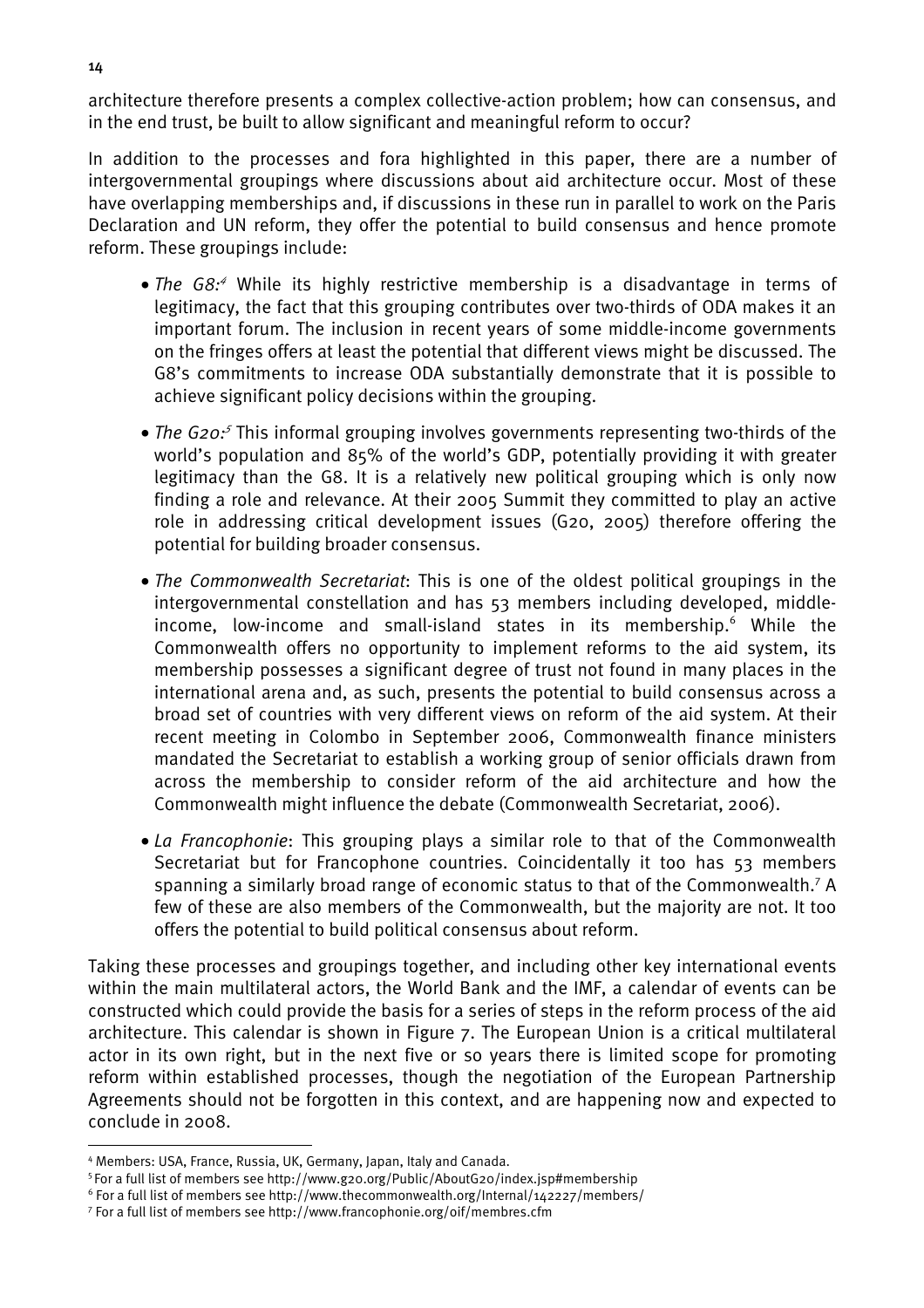architecture therefore presents a complex collective-action problem; how can consensus, and in the end trust, be built to allow significant and meaningful reform to occur?

In addition to the processes and fora highlighted in this paper, there are a number of intergovernmental groupings where discussions about aid architecture occur. Most of these have overlapping memberships and, if discussions in these run in parallel to work on the Paris Declaration and UN reform, they offer the potential to build consensus and hence promote reform. These groupings include:

- *The G8:*[4] While its highly restrictive membership is a disadvantage in terms of legitimacy, the fact that this grouping contributes over two-thirds of ODA makes it an important forum. The inclusion in recent years of some middle-income governments on the fringes offers at least the potential that different views might be discussed. The G8's commitments to increase ODA substantially demonstrate that it is possible to achieve significant policy decisions within the grouping.
- *The G20:*[5] This informal grouping involves governments representing two-thirds of the world's population and 85% of the world's GDP, potentially providing it with greater legitimacy than the G8. It is a relatively new political grouping which is only now finding a role and relevance. At their 2005 Summit they committed to play an active role in addressing critical development issues (G20, 2005) therefore offering the potential for building broader consensus.
- *The Commonwealth Secretariat*: This is one of the oldest political groupings in the intergovernmental constellation and has 53 members including developed, middle-income, low-income and small-island states in its membership.[6] While the Commonwealth offers no opportunity to implement reforms to the aid system, its membership possesses a significant degree of trust not found in many places in the international arena and, as such, presents the potential to build consensus across a broad set of countries with very different views on reform of the aid system. At their recent meeting in Colombo in September 2006, Commonwealth finance ministers mandated the Secretariat to establish a working group of senior officials drawn from across the membership to consider reform of the aid architecture and how the Commonwealth might influence the debate (Commonwealth Secretariat, 2006).
- *La Francophonie*: This grouping plays a similar role to that of the Commonwealth Secretariat but for Francophone countries. Coincidentally it too has 53 members spanning a similarly broad range of economic status to that of the Commonwealth.[7] A few of these are also members of the Commonwealth, but the majority are not. It too offers the potential to build political consensus about reform.

Taking these processes and groupings together, and including other key international events within the main multilateral actors, the World Bank and the IMF, a calendar of events can be constructed which could provide the basis for a series of steps in the reform process of the aid architecture. This calendar is shown in Figure 7. The European Union is a critical multilateral actor in its own right, but in the next five or so years there is limited scope for promoting reform within established processes, though the negotiation of the European Partnership Agreements should not be forgotten in this context, and are happening now and expected to conclude in 2008.

---

[4] Members: USA, France, Russia, UK, Germany, Japan, Italy and Canada.

[5] For a full list of members see http://www.g20.org/Public/AboutG20/index.jsp#membership

[6] For a full list of members see http://www.thecommonwealth.org/Internal/142227/members/

[7] For a full list of members see http://www.francophonie.org/oif/membres.cfm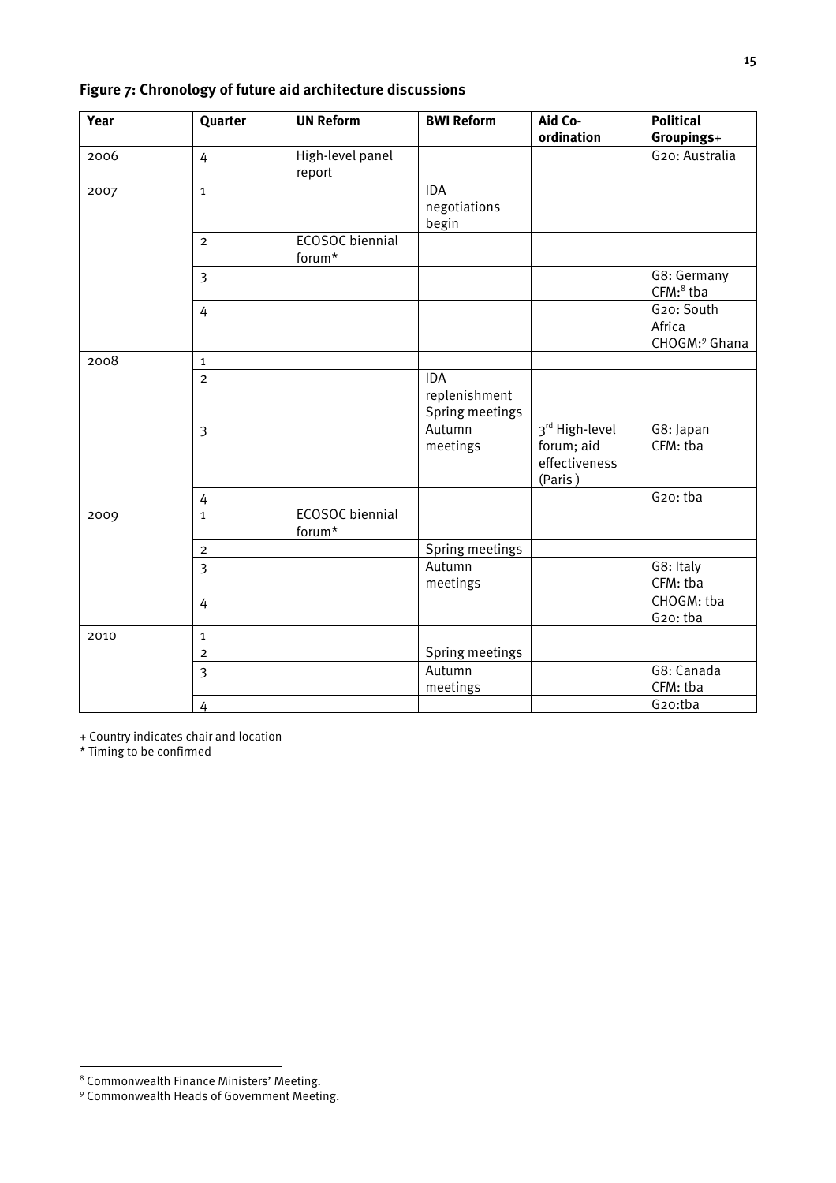**Figure 7: Chronology of future aid architecture discussions**

| Year | Quarter | UN Reform | BWI Reform | Aid Co-ordination | Political Groupings+ |
|---|---|---|---|---|---|
| 2006 | 4 | High-level panel report | | | G20: Australia |
| 2007 | 1 | | IDA negotiations begin | | |
| | 2 | ECOSOC biennial forum* | | | |
| | 3 | | | | G8: Germany CFM:[8] tba |
| | 4 | | | | G20: South Africa CHOGM:[9] Ghana |
| 2008 | 1 | | | | |
| | 2 | | IDA replenishment Spring meetings | | |
| | 3 | | Autumn meetings | 3rd High-level forum; aid effectiveness (Paris ) | G8: Japan CFM: tba |
| | 4 | | | | G20: tba |
| 2009 | 1 | ECOSOC biennial forum* | | | |
| | 2 | | Spring meetings | | |
| | 3 | | Autumn meetings | | G8: Italy CFM: tba |
| | 4 | | | | CHOGM: tba G20: tba |
| 2010 | 1 | | | | |
| | 2 | | Spring meetings | | |
| | 3 | | Autumn meetings | | G8: Canada CFM: tba |
| | 4 | | | | G20:tba |

+ Country indicates chair and location

* Timing to be confirmed

[8] Commonwealth Finance Ministers' Meeting.

[9] Commonwealth Heads of Government Meeting.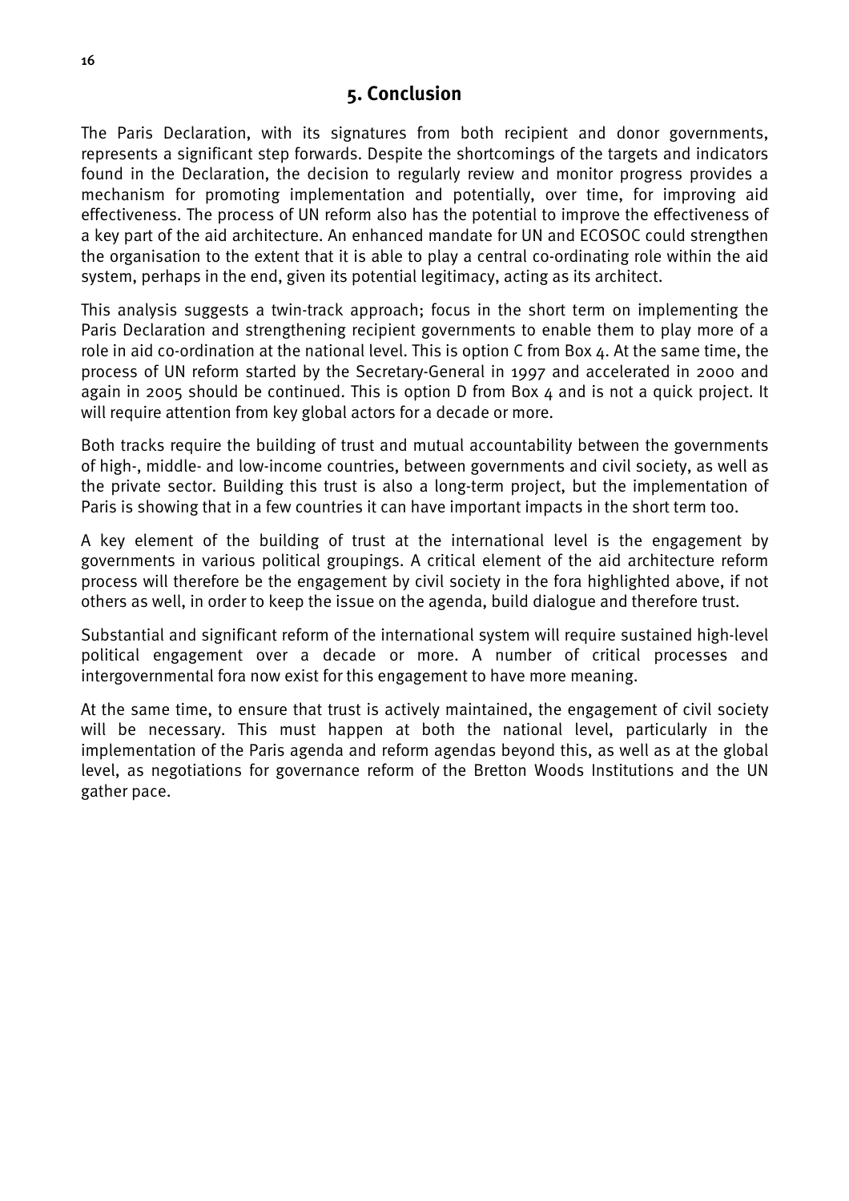## 5. Conclusion

The Paris Declaration, with its signatures from both recipient and donor governments, represents a significant step forwards. Despite the shortcomings of the targets and indicators found in the Declaration, the decision to regularly review and monitor progress provides a mechanism for promoting implementation and potentially, over time, for improving aid effectiveness. The process of UN reform also has the potential to improve the effectiveness of a key part of the aid architecture. An enhanced mandate for UN and ECOSOC could strengthen the organisation to the extent that it is able to play a central co-ordinating role within the aid system, perhaps in the end, given its potential legitimacy, acting as its architect.

This analysis suggests a twin-track approach; focus in the short term on implementing the Paris Declaration and strengthening recipient governments to enable them to play more of a role in aid co-ordination at the national level. This is option C from Box 4. At the same time, the process of UN reform started by the Secretary-General in 1997 and accelerated in 2000 and again in 2005 should be continued. This is option D from Box 4 and is not a quick project. It will require attention from key global actors for a decade or more.

Both tracks require the building of trust and mutual accountability between the governments of high-, middle- and low-income countries, between governments and civil society, as well as the private sector. Building this trust is also a long-term project, but the implementation of Paris is showing that in a few countries it can have important impacts in the short term too.

A key element of the building of trust at the international level is the engagement by governments in various political groupings. A critical element of the aid architecture reform process will therefore be the engagement by civil society in the fora highlighted above, if not others as well, in order to keep the issue on the agenda, build dialogue and therefore trust.

Substantial and significant reform of the international system will require sustained high-level political engagement over a decade or more. A number of critical processes and intergovernmental fora now exist for this engagement to have more meaning.

At the same time, to ensure that trust is actively maintained, the engagement of civil society will be necessary. This must happen at both the national level, particularly in the implementation of the Paris agenda and reform agendas beyond this, as well as at the global level, as negotiations for governance reform of the Bretton Woods Institutions and the UN gather pace.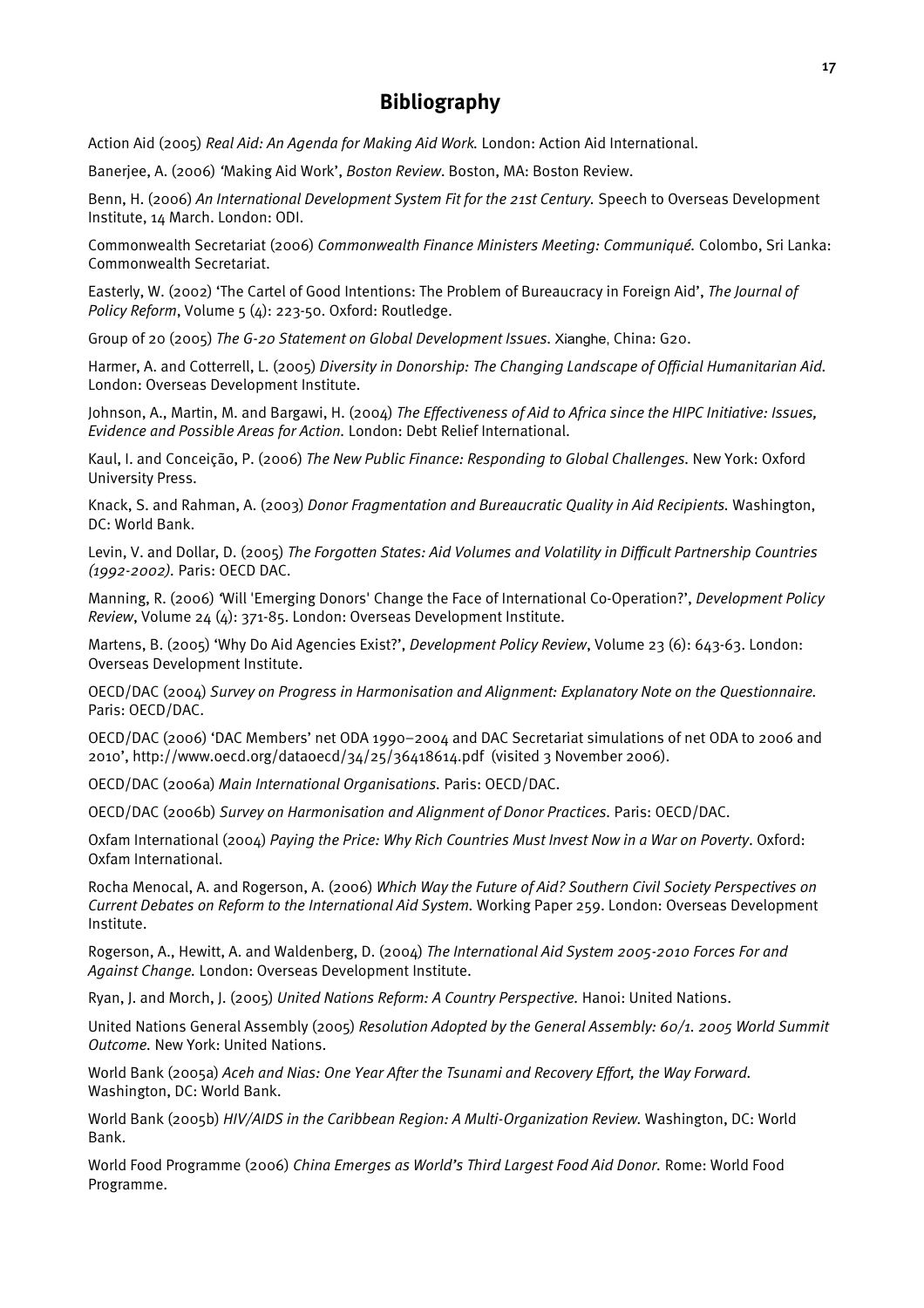# Bibliography

Action Aid (2005) *Real Aid: An Agenda for Making Aid Work.* London: Action Aid International.

Banerjee, A. (2006) 'Making Aid Work', *Boston Review*. Boston, MA: Boston Review.

Benn, H. (2006) *An International Development System Fit for the 21st Century.* Speech to Overseas Development Institute, 14 March. London: ODI.

Commonwealth Secretariat (2006) *Commonwealth Finance Ministers Meeting: Communiqué.* Colombo, Sri Lanka: Commonwealth Secretariat.

Easterly, W. (2002) 'The Cartel of Good Intentions: The Problem of Bureaucracy in Foreign Aid', *The Journal of Policy Reform*, Volume 5 (4): 223-50. Oxford: Routledge.

Group of 20 (2005) *The G-20 Statement on Global Development Issues.* Xianghe, China: G20.

Harmer, A. and Cotterrell, L. (2005) *Diversity in Donorship: The Changing Landscape of Official Humanitarian Aid.* London: Overseas Development Institute.

Johnson, A., Martin, M. and Bargawi, H. (2004) *The Effectiveness of Aid to Africa since the HIPC Initiative: Issues, Evidence and Possible Areas for Action.* London: Debt Relief International.

Kaul, I. and Conceição, P. (2006) *The New Public Finance: Responding to Global Challenges.* New York: Oxford University Press.

Knack, S. and Rahman, A. (2003) *Donor Fragmentation and Bureaucratic Quality in Aid Recipients.* Washington, DC: World Bank.

Levin, V. and Dollar, D. (2005) *The Forgotten States: Aid Volumes and Volatility in Difficult Partnership Countries (1992-2002).* Paris: OECD DAC.

Manning, R. (2006) 'Will 'Emerging Donors' Change the Face of International Co-Operation?', *Development Policy Review*, Volume 24 (4): 371-85. London: Overseas Development Institute.

Martens, B. (2005) 'Why Do Aid Agencies Exist?', *Development Policy Review*, Volume 23 (6): 643-63. London: Overseas Development Institute.

OECD/DAC (2004) *Survey on Progress in Harmonisation and Alignment: Explanatory Note on the Questionnaire.* Paris: OECD/DAC.

OECD/DAC (2006) 'DAC Members' net ODA 1990–2004 and DAC Secretariat simulations of net ODA to 2006 and 2010', http://www.oecd.org/dataoecd/34/25/36418614.pdf (visited 3 November 2006).

OECD/DAC (2006a) *Main International Organisations.* Paris: OECD/DAC.

OECD/DAC (2006b) *Survey on Harmonisation and Alignment of Donor Practices.* Paris: OECD/DAC.

Oxfam International (2004) *Paying the Price: Why Rich Countries Must Invest Now in a War on Poverty*. Oxford: Oxfam International.

Rocha Menocal, A. and Rogerson, A. (2006) *Which Way the Future of Aid? Southern Civil Society Perspectives on Current Debates on Reform to the International Aid System.* Working Paper 259. London: Overseas Development Institute.

Rogerson, A., Hewitt, A. and Waldenberg, D. (2004) *The International Aid System 2005-2010 Forces For and Against Change.* London: Overseas Development Institute.

Ryan, J. and Morch, J. (2005) *United Nations Reform: A Country Perspective.* Hanoi: United Nations.

United Nations General Assembly (2005) *Resolution Adopted by the General Assembly: 60/1. 2005 World Summit Outcome.* New York: United Nations.

World Bank (2005a) *Aceh and Nias: One Year After the Tsunami and Recovery Effort, the Way Forward.* Washington, DC: World Bank.

World Bank (2005b) *HIV/AIDS in the Caribbean Region: A Multi-Organization Review.* Washington, DC: World Bank.

World Food Programme (2006) *China Emerges as World's Third Largest Food Aid Donor.* Rome: World Food Programme.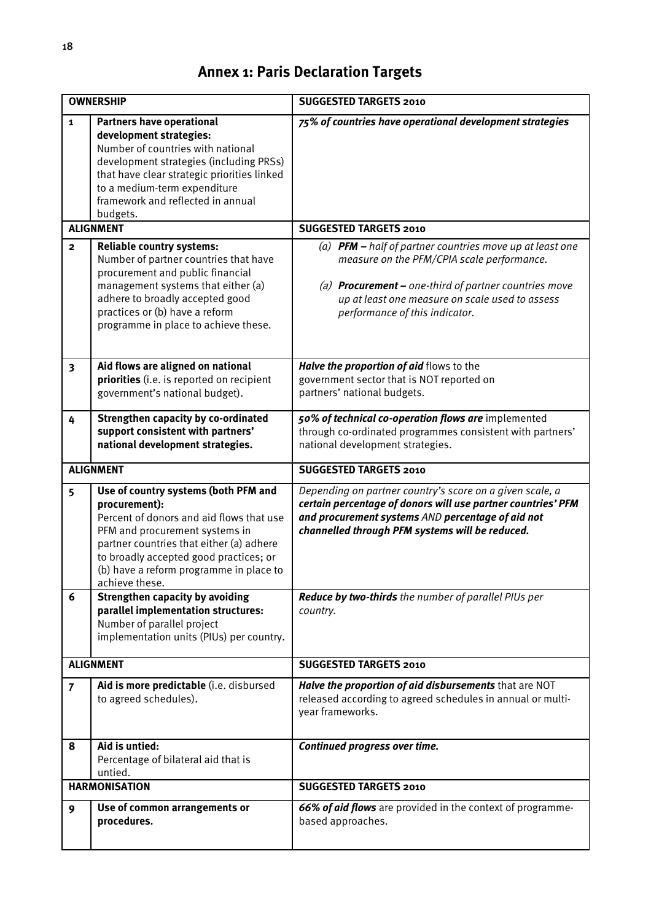# Annex 1: Paris Declaration Targets

| | **OWNERSHIP** | **SUGGESTED TARGETS 2010** |
|---|---|---|
| **1** | **Partners have operational development strategies:** Number of countries with national development strategies (including PRSs) that have clear strategic priorities linked to a medium-term expenditure framework and reflected in annual budgets. | ***75% of countries have operational development strategies*** |
| | **ALIGNMENT** | **SUGGESTED TARGETS 2010** |
| **2** | **Reliable country systems:** Number of partner countries that have procurement and public financial management systems that either (a) adhere to broadly accepted good practices or (b) have a reform programme in place to achieve these. | *(a)* ***PFM –*** *half of partner countries move up at least one measure on the PFM/CPIA scale performance.*<br><br>*(a)* ***Procurement –*** *one-third of partner countries move up at least one measure on scale used to assess performance of this indicator.* |
| **3** | **Aid flows are aligned on national priorities** (i.e. is reported on recipient government's national budget). | ***Halve the proportion of aid*** flows to the government sector that is NOT reported on partners' national budgets. |
| **4** | **Strengthen capacity by co-ordinated support consistent with partners' national development strategies.** | ***50% of technical co-operation flows are*** implemented through co-ordinated programmes consistent with partners' national development strategies. |
| | **ALIGNMENT** | **SUGGESTED TARGETS 2010** |
| **5** | **Use of country systems (both PFM and procurement):** Percent of donors and aid flows that use PFM and procurement systems in partner countries that either (a) adhere to broadly accepted good practices; or (b) have a reform programme in place to achieve these. | *Depending on partner country's score on a given scale, a* ***certain percentage of donors will use partner countries' PFM and procurement systems*** *AND* ***percentage of aid not channelled through PFM systems will be reduced.*** |
| **6** | **Strengthen capacity by avoiding parallel implementation structures:** Number of parallel project implementation units (PIUs) per country. | ***Reduce by two-thirds*** *the number of parallel PIUs per country.* |
| | **ALIGNMENT** | **SUGGESTED TARGETS 2010** |
| **7** | **Aid is more predictable** (i.e. disbursed to agreed schedules). | ***Halve the proportion of aid disbursements*** that are NOT released according to agreed schedules in annual or multi-year frameworks. |
| **8** | **Aid is untied:** Percentage of bilateral aid that is untied. | ***Continued progress over time.*** |
| | **HARMONISATION** | **SUGGESTED TARGETS 2010** |
| **9** | **Use of common arrangements or procedures.** | ***66% of aid flows*** are provided in the context of programme-based approaches. |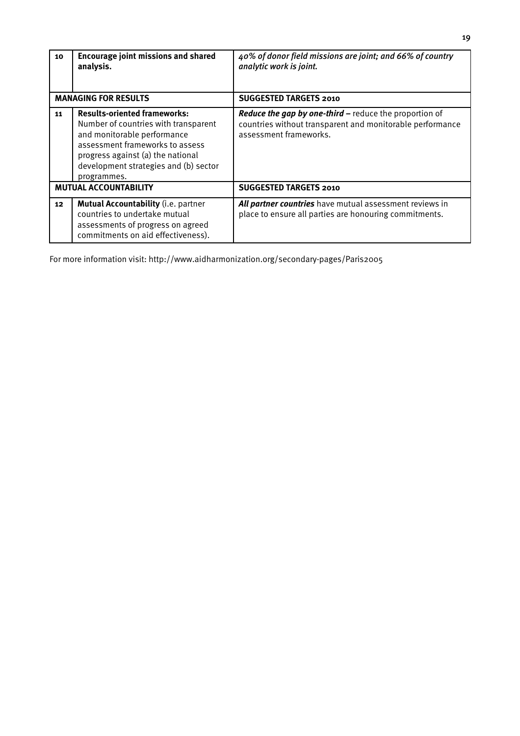| 10 | **Encourage joint missions and shared analysis.** | *40% of donor field missions are joint; and 66% of country analytic work is joint.* |
|---|---|---|
| **MANAGING FOR RESULTS** | | **SUGGESTED TARGETS 2010** |
| 11 | **Results-oriented frameworks:** Number of countries with transparent and monitorable performance assessment frameworks to assess progress against (a) the national development strategies and (b) sector programmes. | ***Reduce the gap by one-third –*** reduce the proportion of countries without transparent and monitorable performance assessment frameworks. |
| **MUTUAL ACCOUNTABILITY** | | **SUGGESTED TARGETS 2010** |
| 12 | **Mutual Accountability** (i.e. partner countries to undertake mutual assessments of progress on agreed commitments on aid effectiveness). | ***All partner countries*** have mutual assessment reviews in place to ensure all parties are honouring commitments. |

For more information visit: http://www.aidharmonization.org/secondary-pages/Paris2005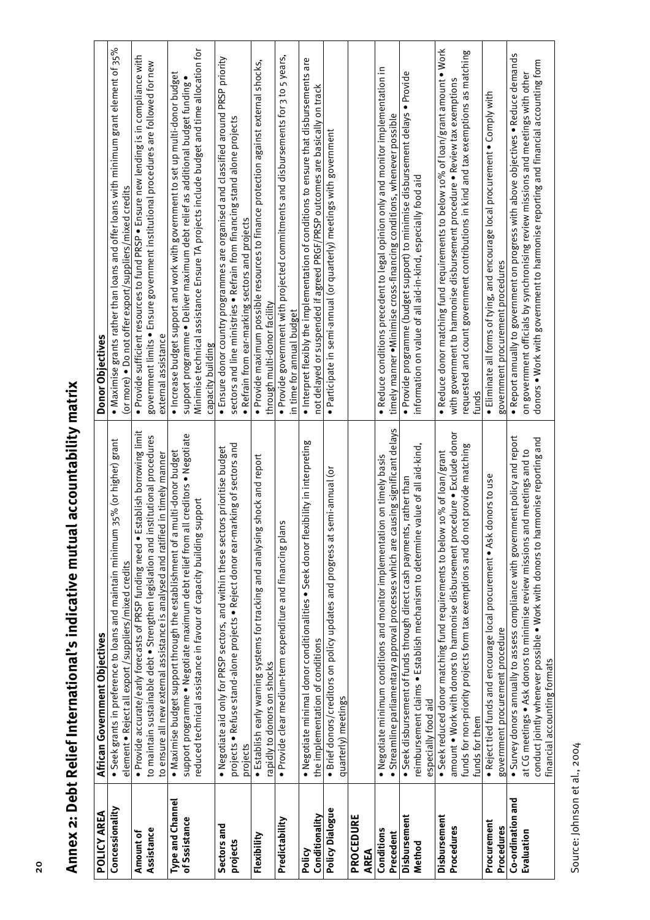## Annex 2: Debt Relief International's indicative mutual accountability matrix

| POLICY AREA | African Government Objectives | Donor Objectives |
|---|---|---|
| **Concessionality** | • Seek grants in preference to loans and maintain minimum 35% (or higher) grant element • Reject all export/suppliers/mixed credits | • Maximise grants rather than loans and offer loans with minimum grant element of 35% (or more) • Do not offer export/suppliers/mixed credits |
| **Amount of Assistance** | • Provide accurate/early forecasts of PRSP funding need • Establish borrowing limit to maintain sustainable debt • Strengthen legislation and institutional procedures to ensure all new external assistance is analysed and ratified in timely manner | • Provide sufficient resources to fund PRSP • Ensure new lending is in compliance with government limits • Ensure government institutional procedures are followed for new external assistance |
| **Type and Channel of Ssistance** | • Maximise budget support through the establishment of a multi-donor budget support programme • Negotiate maximum debt relief from all creditors • Negotiate reduced technical assistance in favour of capacity building support | • Increase budget support and work with government to set up multi-donor budget support programme • Deliver maximum debt relief as additional budget funding • Minimise technical assistance Ensure TA projects include budget and time allocation for capacity building |
| **Sectors and projects** | • Negotiate aid only for PRSP sectors, and within these sectors prioritise budget projects • Refuse stand-alone projects • Reject donor ear-marking of sectors and projects | • Ensure donor country programmes are organised and classified around PRSP priority sectors and line ministries • Refrain from financing stand alone projects • Refrain from ear-marking sectors and projects |
| **Flexibility** | • Establish early warning systems for tracking and analysing shock and report rapidly to donors on shocks | • Provide maximum possible resources to finance protection against external shocks, through multi-donor facility |
| **Predictability** | • Provide clear medium-term expenditure and financing plans | • Provide government with projected commitments and disbursements for 3 to 5 years, in time for annual budget |
| **Policy Conditionality** | • Negotiate minimal donor conditionalities • Seek donor flexibility in interpreting the implementation of conditions | • Interpret flexibly the implementation of conditions to ensure that disbursements are not delayed or suspended if agreed PRGF/PRSP outcomes are basically on track |
| **Policy Dialogue** | • Brief donors/creditors on policy updates and progress at semi-annual (or quarterly) meetings | • Participate in semi-annual (or quarterly) meetings with government |
| **PROCEDURE AREA** | | |
| **Conditions Precedent** | • Negotiate minimum conditions and monitor implementation on timely basis • Streamline parliamentary approval processes which are causing significant delays | • Reduce conditions precedent to legal opinion only and monitor implementation in timely manner •Minimise cross-financing conditions, whenever possible |
| **Disbursement Method** | • Seek disbursement of funds through direct cash payments, rather than reimbursement claims • Establish mechanism to determine value of all aid-in-kind, especially food aid | • Provide programme (budget support) to minimise disbursement delays • Provide information on value of all aid-in-kind, especially food aid |
| **Disbursement Procedures** | • Seek reduced donor matching fund requirements to below 10% of loan/grant amount • Work with donors to harmonise disbursement procedure • Exclude donor funds for non-priority projects form tax exemptions and do not provide matching funds for them | • Reduce donor matching fund requirements to below 10% of loan/grant amount • Work with government to harmonise disbursement procedure • Review tax exemptions requested and count government contributions in kind and tax exemptions as matching funds |
| **Procurement Procedures** | • Reject tied funds and encourage local procurement • Ask donors to use government procurement procedure | • Eliminate all forms of tying, and encourage local procurement • Comply with government procurement procedures |
| **Co-ordination and Evaluation** | • Survey donors annually to assess compliance with government policy and report at CG meetings • Ask donors to minimise review missions and meetings and to conduct jointly whenever possible • Work with donors to harmonise reporting and financial accounting formats | • Report annually to government on progress with above objectives • Reduce demands on government officials by synchronising review missions and meetings with other donors • Work with government to harmonise reporting and financial accounting form |

Source: Johnson et al., 2004